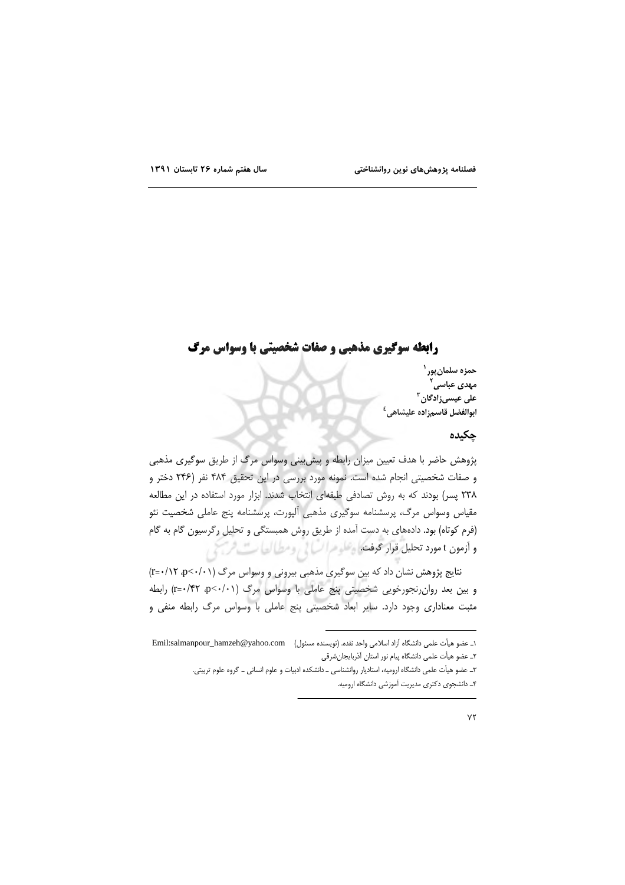# رابطه سوگیری مذهبی و صفات شخصیتی با وسواس مرگ

**حمزه سلمان‌پور[1]**
**مهدی عباسی[2]**
**علی عیسی‌زادگان[3]**
**ابوالفضل قاسم‌زاده علیشاهی[4]**

## چکیده

پژوهش حاضر با هدف تعیین میزان رابطه و پیش‌بینی وسواس مرگ از طریق سوگیری مذهبی و صفات شخصیتی انجام شده است. نمونه مورد بررسی در این تحقیق ۴۸۴ نفر (۲۴۶ دختر و ۲۳۸ پسر) بودند که به روش تصادفی طبقه‌ای انتخاب شدند. ابزار مورد استفاده در این مطالعه مقیاس وسواس مرگ، پرسشنامه سوگیری مذهبی آلپورت، پرسشنامه پنج عاملی شخصیت نئو (فرم کوتاه) بود. داده‌های به دست آمده از طریق روش همبستگی و تحلیل رگرسیون گام به گام و آزمون t مورد تحلیل قرار گرفت.

نتایج پژوهش نشان داد که بین سوگیری مذهبی بیرونی و وسواس مرگ ($r=۰/۱۲$، $p<۰/۰۱$) و بین بعد روان‌رنجورخویی شخصیتی پنج عاملی با وسواس مرگ ($r=۰/۴۲$، $p<۰/۰۱$) رابطه مثبت معناداری وجود دارد. سایر ابعاد شخصیتی پنج عاملی با وسواس مرگ رابطه منفی و

---

۱ـ عضو هیأت علمی دانشگاه آزاد اسلامی واحد نقده. (نویسنده مسئول) Emil:salmanpour_hamzeh@yahoo.com

۲ـ عضو هیأت علمی دانشگاه پیام نور استان آذربایجان‌شرقی

۳ـ عضو هیأت علمی دانشگاه ارومیه، استادیار روانشناسی ـ دانشکده ادبیات و علوم انسانی ـ گروه علوم تربیتی.

۴ـ دانشجوی دکتری مدیریت آموزشی دانشگاه ارومیه.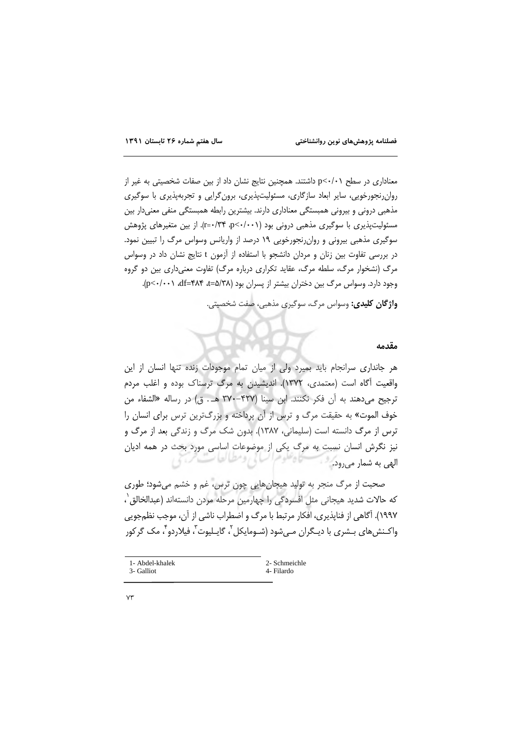معناداری در سطح $p<0/01$ داشتند. همچنین نتایج نشان داد از بین صفات شخصیتی به غیر از روان‌رنجورخویی، سایر ابعاد سازگاری، مسئولیت‌پذیری، برون‌گرایی و تجربه‌پذیری با سوگیری مذهبی درونی و بیرونی همبستگی معناداری دارند. بیشترین رابطه همبستگی منفی معنی‌دار بین مسئولیت‌پذیری با سوگیری مذهبی درونی بود ($r=0/34$، $p<0/001$). از بین متغیرهای پژوهش سوگیری مذهبی بیرونی و روان‌رنجورخویی ۱۹ درصد از واریانس وسواس مرگ را تبیین نمود. در بررسی تفاوت بین زنان و مردان دانشجو با استفاده از آزمون t نتایج نشان داد در وسواس مرگ (نشخوار مرگ، سلطه مرگ، عقاید تکراری درباره مرگ) تفاوت معنی‌داری بین دو گروه وجود دارد. وسواس مرگ بین دختران بیشتر از پسران بود ($t=5/38$، $df=484$، $p<0/001$).

**واژگان کلیدی:** وسواس مرگ، سوگیری مذهبی، صفت شخصیتی.

## مقدمه

هر جانداری سرانجام باید بمیرد ولی از میان تمام موجودات زنده تنها انسان از این واقعیت آگاه است (معتمدی، ۱۳۷۲). اندیشیدن به مرگ ترسناک بوده و اغلب مردم ترجیح می‌دهند به آن فکر نکنند. ابن سینا (۴۲۷-۳۷۰ هـ. ق) در رساله «الشفاء من خوف الموت» به حقیقت مرگ و ترس از آن پرداخته و بزرگ‌ترین ترس برای انسان را ترس از مرگ دانسته است (سلیمانی، ۱۳۸۷). بدون شک مرگ و زندگی بعد از مرگ و نیز نگرش انسان نسبت به مرگ یکی از موضوعات اساسی مورد بحث در همه ادیان الهی به شمار می‌رود.

صحبت از مرگ منجر به تولید هیجان‌هایی چون ترس، غم و خشم می‌شود؛ طوری که حالات شدید هیجانی مثل افسردگی را چهارمین مرحله مردن دانسته‌اند (عبدالخالق[1]، ۱۹۹۷). آگاهی از فناپذیری، افکار مرتبط با مرگ و اضطراب ناشی از آن، موجب نظم‌جویی واکنش‌های بشری با دیگران می‌شود (شومایکل[2]، گایلیوت[3]، فیلاردو[4]، مک گرکور

---

1- Abdel-khalek
2- Schmeichle
3- Galliot
4- Filardo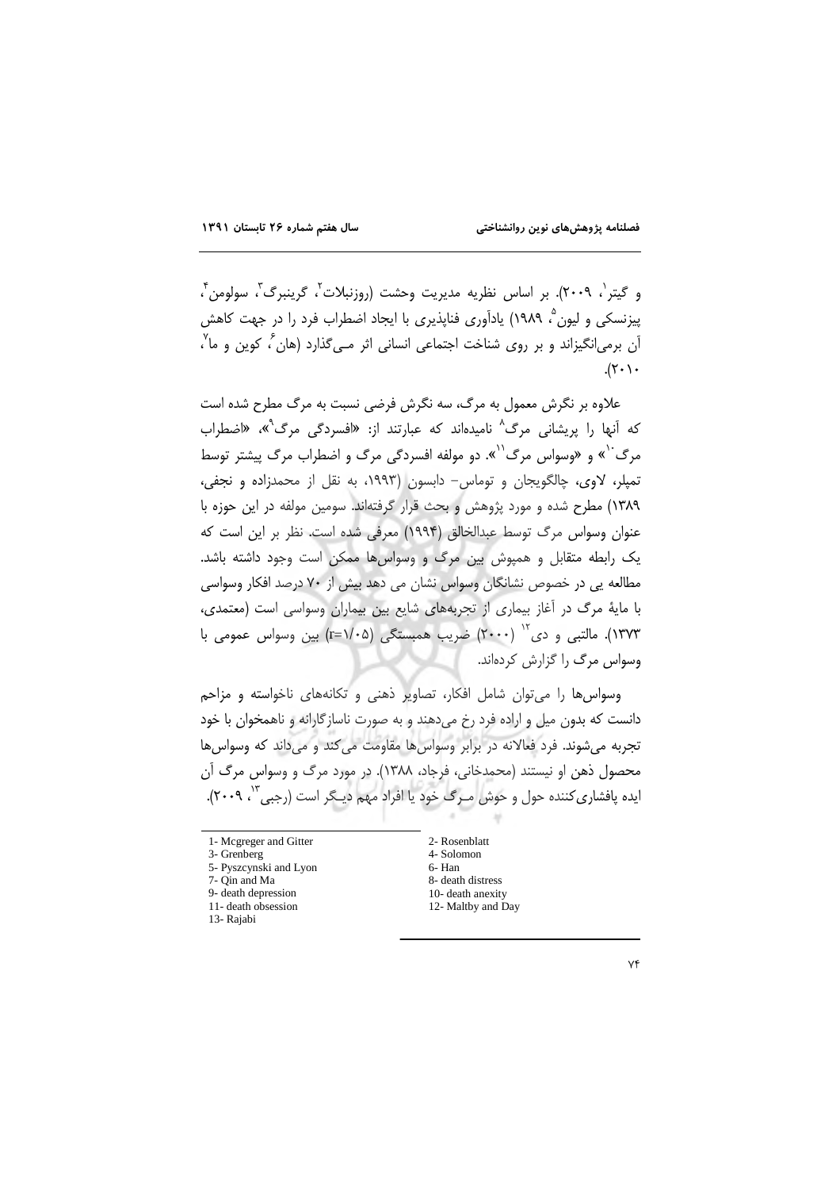و گیتر[1]، ۲۰۰۹). بر اساس نظریه مدیریت وحشت (روزنبلات[2]، گرینبرگ[3]، سولومن[4]، پیزنسکی و لیون[5]، ۱۹۸۹) یادآوری فناپذیری با ایجاد اضطراب فرد را در جهت کاهش آن برمی‌انگیزاند و بر روی شناخت اجتماعی انسانی اثر مـی‌گذارد (هان[6]، کوین و ما[7]، ۲۰۱۰).

علاوه بر نگرش معمول به مرگ، سه نگرش فرضی نسبت به مرگ مطرح شده است که آنها را پریشانی مرگ[8] نامیده‌اند که عبارتند از: «افسردگی مرگ[9]»، «اضطراب مرگ[10]» و «وسواس مرگ[11]». دو مولفه افسردگی مرگ و اضطراب مرگ پیشتر توسط تمپلر، لاوی، چالگویجان و توماس- دابسون (۱۹۹۳، به نقل از محمدزاده و نجفی، ۱۳۸۹) مطرح شده و مورد پژوهش و بحث قرار گرفته‌اند. سومین مولفه در این حوزه با عنوان وسواس مرگ توسط عبدالخالق (۱۹۹۴) معرفی شده است. نظر بر این است که یک رابطه متقابل و همپوش بین مرگ و وسواس‌ها ممکن است وجود داشته باشد. مطالعه یی در خصوص نشانگان وسواس نشان می دهد بیش از ۷۰ درصد افکار وسواسی با مایهٔ مرگ در آغاز بیماری از تجربه‌های شایع بین بیماران وسواسی است (معتمدی، ۱۳۷۳). مالتبی و دی[12] (۲۰۰۰) ضریب همبستگی ($r=1/05$) بین وسواس عمومی با وسواس مرگ را گزارش کرده‌اند.

وسواس‌ها را می‌توان شامل افکار، تصاویر ذهنی و تکانه‌های ناخواسته و مزاحم دانست که بدون میل و اراده فرد رخ می‌دهند و به صورت ناسازگارانه و ناهمخوان با خود تجربه می‌شوند. فرد فعالانه در برابر وسواس‌ها مقاومت می‌کند و می‌داند که وسواس‌ها محصول ذهن او نیستند (محمدخانی، فرجاد، ۱۳۸۸). در مورد مرگ و وسواس مرگ آن ایده پافشاری‌کننده حول و حوش مـرگ خود یا افراد مهم دیـگر است (رجبی[13]، ۲۰۰۹).

---

1- Mcgreger and Gitter
2- Rosenblatt
3- Grenberg
4- Solomon
5- Pyszcynski and Lyon
6- Han
7- Qin and Ma
8- death distress
9- death depression
10- death anexity
11- death obsession
12- Maltby and Day
13- Rajabi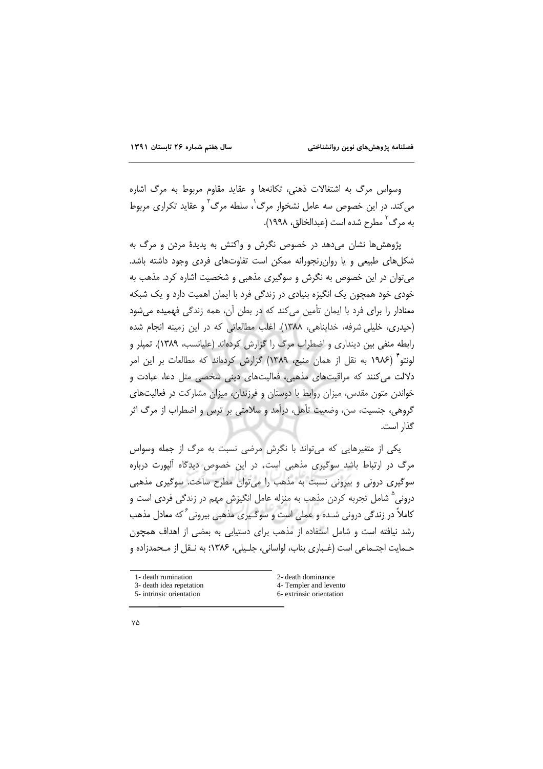وسواس مرگ به اشتغالات ذهنی، تکانه‌ها و عقاید مقاوم مربوط به مرگ اشاره می‌کند. در این خصوص سه عامل نشخوار مرگ[1]، سلطه مرگ[2] و عقاید تکراری مربوط به مرگ[3] مطرح شده است (عبدالخالق، ۱۹۹۸).

پژوهش‌ها نشان می‌دهد در خصوص نگرش و واکنش به پدیدهٔ مردن و مرگ به شکل‌های طبیعی و یا روان‌رنجورانه ممکن است تفاوت‌های فردی وجود داشته باشد. می‌توان در این خصوص به نگرش و سوگیری مذهبی و شخصیت اشاره کرد. مذهب به خودی خود همچون یک انگیزه بنیادی در زندگی فرد با ایمان اهمیت دارد و یک شبکه معنادار را برای فرد با ایمان تأمین می‌کند که در بطن آن، همه زندگی فهمیده می‌شود (حیدری، خلیلی شرفه، خداپناهی، ۱۳۸۸). اغلب مطالعاتی که در این زمینه انجام شده رابطه منفی بین دینداری و اضطراب مرگ را گزارش کرده‌اند (علیانسب، ۱۳۸۹). تمپلر و لونتو[4] (۱۹۸۶ به نقل از همان منبع، ۱۳۸۹) گزارش کرده‌اند که مطالعات بر این امر دلالت می‌کنند که مراقبت‌های مذهبی، فعالیت‌های دینی شخصی مثل دعا، عبادت و خواندن متون مقدس، میزان روابط با دوستان و فرزندان، میزان مشارکت در فعالیت‌های گروهی، جنسیت، سن، وضعیت تأهل، درآمد و سلامتی بر ترس و اضطراب از مرگ اثر گذار است.

یکی از متغیرهایی که می‌تواند با نگرش مرضی نسبت به مرگ از جمله وسواس مرگ در ارتباط باشد سوگیری مذهبی است. در این خصوص دیدگاه آلپورت درباره سوگیری درونی و بیرونی نسبت به مذهب را می‌توان مطرح ساخت. سوگیری مذهبی درونی[5] شامل تجربه کردن مذهب به منزله عامل انگیزش مهم در زندگی فردی است و کاملاً در زندگی درونی شده و عملی است و سوگیری مذهبی بیرونی[6] که معادل مذهب رشد نیافته است و شامل استفاده از مذهب برای دستیابی به بعضی از اهداف همچون حمایت اجتماعی است (غباری بناب، لواسانی، جلیلی، ۱۳۸۶؛ به نقل از محمدزاده و

---

1- death rumination
2- death dominance
3- death idea repetation
4- Templer and levento
5- intrinsic orientation
6- extrinsic orientation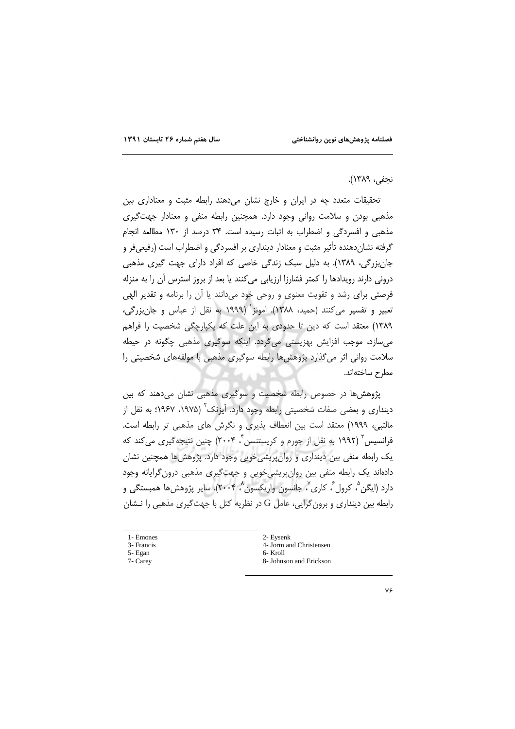نجفی، ۱۳۸۹).

تحقیقات متعدد چه در ایران و خارج نشان می‌دهند رابطه مثبت و معناداری بین مذهبی بودن و سلامت روانی وجود دارد. همچنین رابطه منفی و معنادار جهت‌گیری مذهبی و افسردگی و اضطراب به اثبات رسیده است. ۳۴ درصد از ۱۳۰ مطالعه انجام گرفته نشان‌دهنده تأثیر مثبت و معنادار دینداری بر افسردگی و اضطراب است (رفیعی‌فر و جان‌بزرگی، ۱۳۸۹). به دلیل سبک زندگی خاصی که افراد دارای جهت گیری مذهبی درونی دارند رویدادها را کمتر فشارزا ارزیابی می‌کنند یا بعد از بروز استرس آن را به منزله فرصتی برای رشد و تقویت معنوی و روحی خود می‌دانند یا آن را برنامه و تقدیر الهی تعبیر و تفسیر می‌کنند (حمید، ۱۳۸۸). امونز[1] (۱۹۹۹ به نقل از عباس و جان‌بزرگی، ۱۳۸۹) معتقد است که دین تا حدودی به این علت که یکپارچگی شخصیت را فراهم می‌سازد، موجب افزایش بهزیستی می‌گردد. اینکه سوگیری مذهبی چگونه در حیطه سلامت روانی اثر می‌گذارد پژوهش‌ها رابطه سوگیری مذهبی با مولفه‌های شخصیتی را مطرح ساخته‌اند.

پژوهش‌ها در خصوص رابطه شخصیت و سوگیری مذهبی نشان می‌دهند که بین دینداری و بعضی صفات شخصیتی رابطه وجود دارد. آیزنک[2] (۱۹۷۵، ۱۹۶۷؛ به نقل از مالتبی، ۱۹۹۹) معتقد است بین انعطاف پذیری و نگرش های مذهبی تر رابطه است. فرانسیس[3] (۱۹۹۲ به نقل از جورم و کریستنسن[4]، ۲۰۰۴) چنین نتیجه‌گیری می‌کند که یک رابطه منفی بین دینداری و روان‌پریشی‌خویی وجود دارد. پژوهش‌ها همچنین نشان داده‌اند یک رابطه منفی بین روان‌پریشی‌خویی و جهت‌گیری مذهبی درون‌گرایانه وجود دارد (ایگن[5]، کرول[6]، کاری[7]، جانسون واریکسون[8]، ۲۰۰۴). سایر پژوهش‌ها همبستگی و رابطه بین دینداری و برون‌گرایی، عامل G در نظریه کتل با جهت‌گیری مذهبی را نـشان

---

1- Emones
2- Eysenk
3- Francis
4- Jorm and Christensen
5- Egan
6- Kroll
7- Carey
8- Johnson and Erickson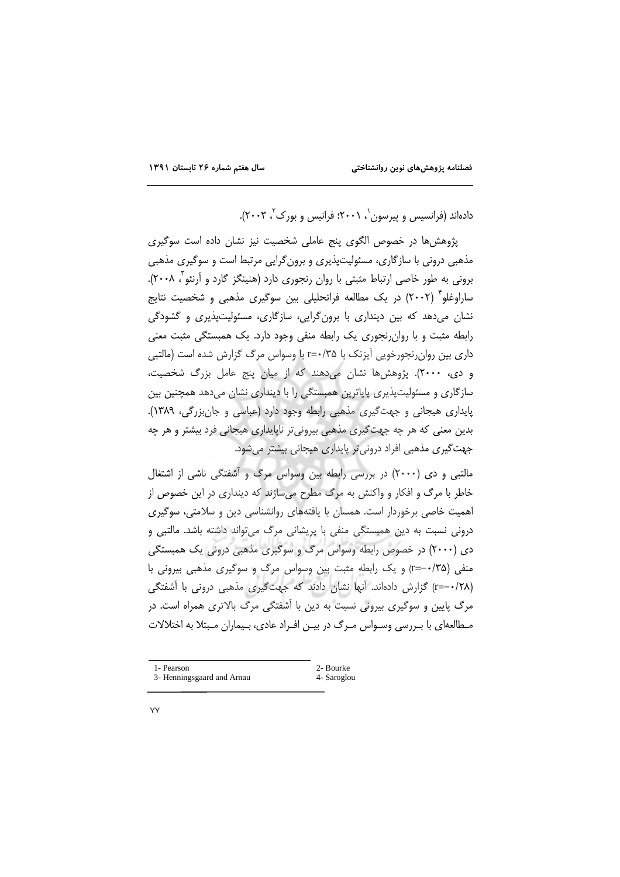داده‌اند (فرانسیس و پیرسون[1]، ۲۰۰۱؛ فرانیس و بورک[2]، ۲۰۰۳).

پژوهش‌ها در خصوص الگوی پنج عاملی شخصیت نیز نشان داده است سوگیری مذهبی درونی با سازگاری، مسئولیت‌پذیری و برون‌گرایی مرتبط است و سوگیری مذهبی برونی به طور خاصی ارتباط مثبتی با روان رنجوری دارد (هنینگز گارد و آرنئو[3]، ۲۰۰۸). ساراوغلو[4] (۲۰۰۲) در یک مطالعه فراتحلیلی بین سوگیری مذهبی و شخصیت نتایج نشان می‌دهد که بین دینداری با برون‌گرایی، سازگاری، مسئولیت‌پذیری و گشودگی رابطه مثبت و با روان‌رنجوری یک رابطه منفی وجود دارد. یک همبستگی مثبت معنی داری بین روان‌رنجورخویی آیزنک با $r=۰/۳۵$ با وسواس مرگ گزارش شده است (مالتبی و دی، ۲۰۰۰). پژوهش‌ها نشان می‌دهند که از میان پنج عامل بزرگ شخصیت، سازگاری و مسئولیت‌پذیری پایاترین همبستگی را با دینداری نشان می‌دهد همچنین بین پایداری هیجانی و جهت‌گیری مذهبی رابطه وجود دارد (عباسی و جان‌بزرگی، ۱۳۸۹). بدین معنی که هر چه جهت‌گیری مذهبی بیرونی‌تر ناپایداری هیجانی فرد بیشتر و هر چه جهت‌گیری مذهبی افراد درونی‌تر پایداری هیجانی بیشتر می‌شود.

مالتبی و دی (۲۰۰۰) در بررسی رابطه بین وسواس مرگ و آشفتگی ناشی از اشتغال خاطر با مرگ و افکار و واکنش به مرگ مطرح می‌سازند که دینداری در این خصوص از اهمیت خاصی برخوردار است. همسان با یافته‌های روانشناسی دین و سلامتی، سوگیری درونی نسبت به دین همبستگی منفی با پریشانی مرگ می‌تواند داشته باشد. مالتبی و دی (۲۰۰۰) در خصوص رابطه وسواس مرگ و سوگیری مذهبی درونی یک همبستگی منفی ($r=-۰/۳۵$) و یک رابطه مثبت بین وسواس مرگ و سوگیری مذهبی بیرونی با ($r=-۰/۲۸$) گزارش داده‌اند. آنها نشان دادند که جهت‌گیری مذهبی درونی با آشفتگی مرگ پایین و سوگیری بیرونی نسبت به دین با آشفتگی مرگ بالاتری همراه است. در مطالعه‌ای با بررسی وسواس مرگ در بین افراد عادی، بیماران مبتلا به اختلالات

---

1- Pearson
2- Bourke
3- Henningsgaard and Arnau
4- Saroglou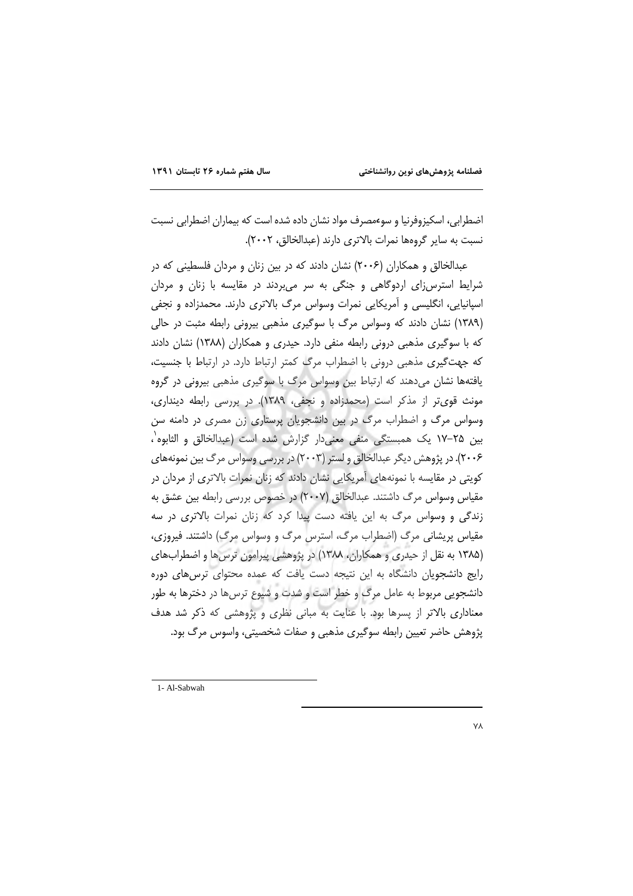اضطرابی، اسکیزوفرنیا و سوءمصرف مواد نشان داده شده است که بیماران اضطرابی نسبت نسبت به سایر گروه‌ها نمرات بالاتری دارند (عبدالخالق، ۲۰۰۲).

عبدالخالق و همکاران (۲۰۰۶) نشان دادند که در بین زنان و مردان فلسطینی که در شرایط استرس‌زای اردوگاهی و جنگی به سر می‌بردند در مقایسه با زنان و مردان اسپانیایی، انگلیسی و آمریکایی نمرات وسواس مرگ بالاتری دارند. محمدزاده و نجفی (۱۳۸۹) نشان دادند که وسواس مرگ با سوگیری مذهبی بیرونی رابطه مثبت در حالی که با سوگیری مذهبی درونی رابطه منفی دارد. حیدری و همکاران (۱۳۸۸) نشان دادند که جهت‌گیری مذهبی درونی با اضطراب مرگ کمتر ارتباط دارد. در ارتباط با جنسیت، یافته‌ها نشان می‌دهند که ارتباط بین وسواس مرگ با سوگیری مذهبی بیرونی در گروه مونث قوی‌تر از مذکر است (محمدزاده و نجفی، ۱۳۸۹). در بررسی رابطه دینداری، وسواس مرگ و اضطراب مرگ در بین دانشجویان پرستاری زن مصری در دامنه سن بین ۲۵-۱۷ یک همبستگی منفی معنی‌دار گزارش شده است (عبدالخالق و الثابوه[1]، ۲۰۰۶). در پژوهش دیگر عبدالخالق و لستر (۲۰۰۳) در بررسی وسواس مرگ بین نمونه‌های کویتی در مقایسه با نمونه‌های آمریکایی نشان دادند که زنان نمرات بالاتری از مردان در مقیاس وسواس مرگ داشتند. عبدالخالق (۲۰۰۷) در خصوص بررسی رابطه بین عشق به زندگی و وسواس مرگ به این یافته دست پیدا کرد که زنان نمرات بالاتری در سه مقیاس پریشانی مرگ (اضطراب مرگ، استرس مرگ و وسواس مرگ) داشتند. فیروزی، (۱۳۸۵ به نقل از حیدری و همکاران، ۱۳۸۸) در پژوهشی پیرامون ترس‌ها و اضطراب‌های رایج دانشجویان دانشگاه به این نتیجه دست یافت که عمده محتوای ترس‌های دوره دانشجویی مربوط به عامل مرگ و خطر است و شدت و شیوع ترس‌ها در دخترها به طور معناداری بالاتر از پسرها بود. با عنایت به مبانی نظری و پژوهشی که ذکر شد هدف پژوهش حاضر تعیین رابطه سوگیری مذهبی و صفات شخصیتی، واسوس مرگ بود.

---

1- Al-Sabwah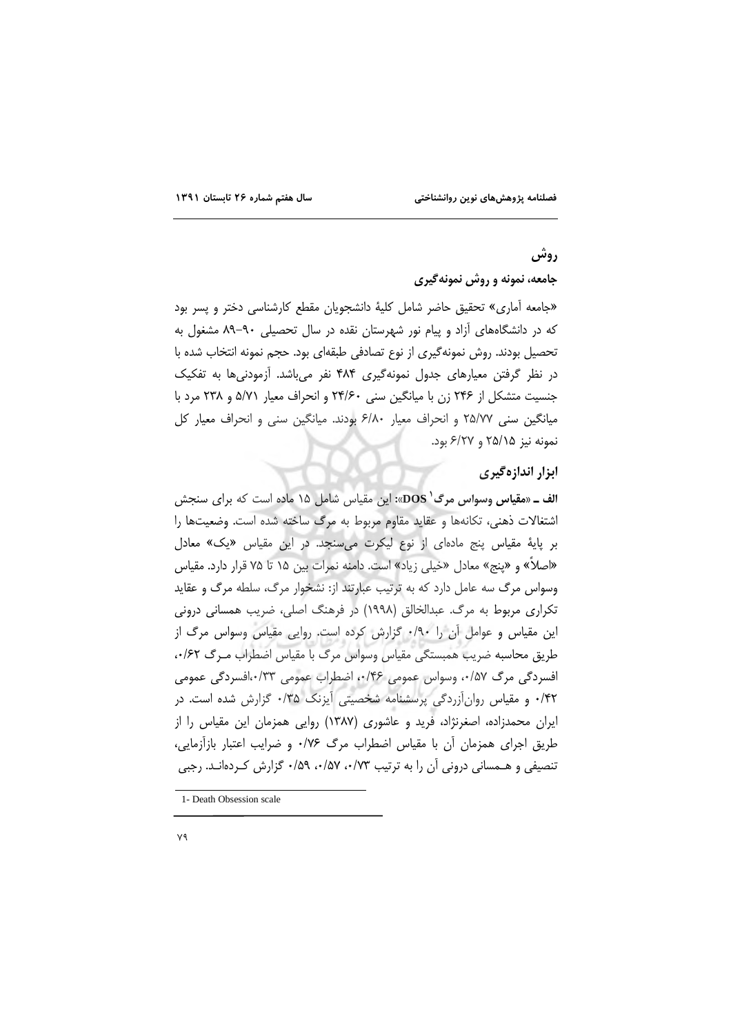## روش

### جامعه، نمونه و روش نمونه‌گیری

«جامعه آماری» تحقیق حاضر شامل کلیهٔ دانشجویان مقطع کارشناسی دختر و پسر بود که در دانشگاه‌های آزاد و پیام نور شهرستان نقده در سال تحصیلی ۹۰–۸۹ مشغول به تحصیل بودند. روش نمونه‌گیری از نوع تصادفی طبقه‌ای بود. حجم نمونه انتخاب شده با در نظر گرفتن معیارهای جدول نمونه‌گیری ۴۸۴ نفر می‌باشد. آزمودنی‌ها به تفکیک جنسیت متشکل از ۲۴۶ زن با میانگین سنی ۲۴/۶۰ و انحراف معیار ۵/۷۱ و ۲۳۸ مرد با میانگین سنی ۲۵/۷۷ و انحراف معیار ۶/۸۰ بودند. میانگین سنی و انحراف معیار کل نمونه نیز ۲۵/۱۵ و ۶/۲۷ بود.

### ابزار اندازه‌گیری

**الف ـ «مقیاس وسواس مرگ[1] DOS»:** این مقیاس شامل ۱۵ ماده است که برای سنجش اشتغالات ذهنی، تکانه‌ها و عقاید مقاوم مربوط به مرگ ساخته شده است. وضعیت‌ها را بر پایهٔ مقیاس پنج ماده‌ای از نوع لیکرت می‌سنجد. در این مقیاس «یک» معادل «اصلاً» و «پنج» معادل «خیلی زیاد» است. دامنه نمرات بین ۱۵ تا ۷۵ قرار دارد. مقیاس وسواس مرگ سه عامل دارد که به ترتیب عبارتند از: نشخوار مرگ، سلطه مرگ و عقاید تکراری مربوط به مرگ. عبدالخالق (۱۹۹۸) در فرهنگ اصلی، ضریب همسانی درونی این مقیاس و عوامل آن را ۰/۹۰ گزارش کرده است. روایی مقیاس وسواس مرگ از طریق محاسبه ضریب همبستگی مقیاس وسواس مرگ با مقیاس اضطراب مرگ ۰/۶۲، افسردگی مرگ ۰/۵۷، وسواس عمومی ۰/۴۶، اضطراب عمومی ۰/۳۳،افسردگی عمومی ۰/۴۲ و مقیاس روان‌آزردگی پرسشنامه شخصیتی آیزنک ۰/۳۵ گزارش شده است. در ایران محمدزاده، اصغرنژاد، فرید و عاشوری (۱۳۸۷) روایی همزمان این مقیاس را از طریق اجرای همزمان آن با مقیاس اضطراب مرگ ۰/۷۶ و ضرایب اعتبار بازآزمایی، تنصیفی و همسانی درونی آن را به ترتیب ۰/۷۳، ۰/۵۷، ۰/۵۹ گزارش کرده‌اند. رجبی

---

1- Death Obsession scale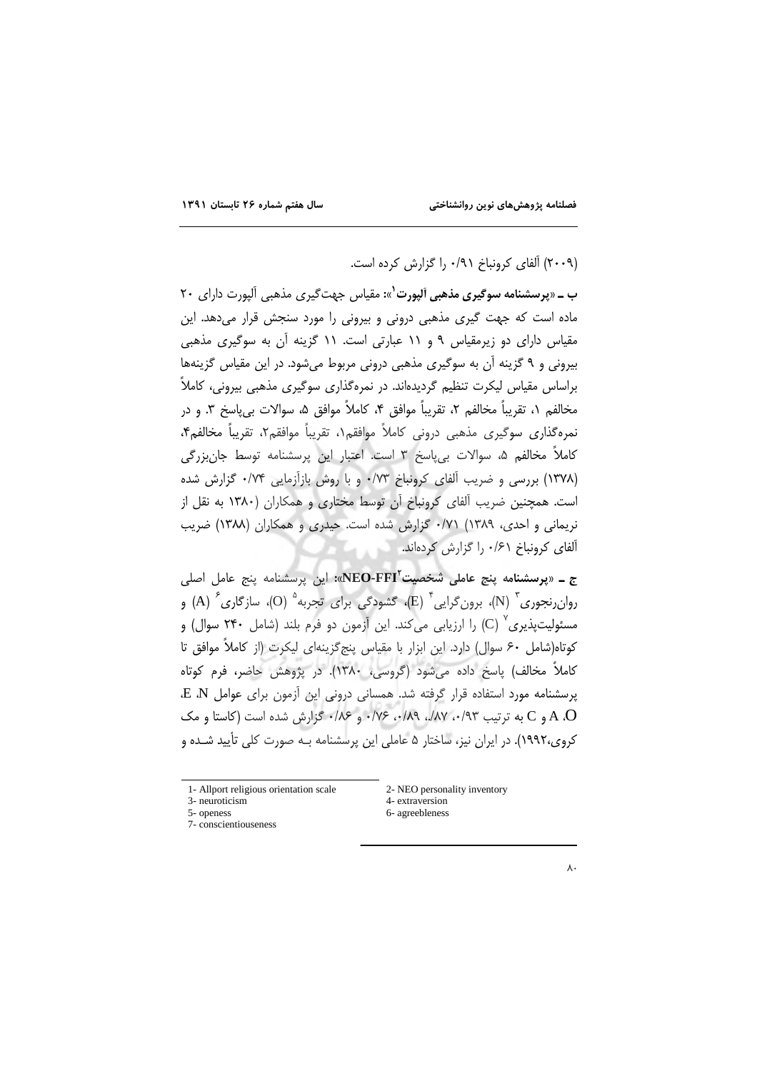(۲۰۰۹) آلفای کرونباخ ۰/۹۱ را گزارش کرده است.

**ب ـ «پرسشنامه سوگیری مذهبی آلپورت**[1]**»:** مقیاس جهت‌گیری مذهبی آلپورت دارای ۲۰ ماده است که جهت گیری مذهبی درونی و بیرونی را مورد سنجش قرار می‌دهد. این مقیاس دارای دو زیرمقیاس ۹ و ۱۱ عبارتی است. ۱۱ گزینه آن به سوگیری مذهبی بیرونی و ۹ گزینه آن به سوگیری مذهبی درونی مربوط می‌شود. در این مقیاس گزینه‌ها براساس مقیاس لیکرت تنظیم گردیده‌اند. در نمره‌گذاری سوگیری مذهبی بیرونی، کاملاً مخالفم ۱، تقریباً مخالفم ۲، تقریباً موافق ۴، کاملاً موافق ۵، سوالات بی‌پاسخ ۳. و در نمره‌گذاری سوگیری مذهبی درونی کاملاً موافقم۱، تقریباً موافقم۲، تقریباً مخالفم۴، کاملاً مخالفم ۵، سوالات بی‌پاسخ ۳ است. اعتبار این پرسشنامه توسط جان‌بزرگی (۱۳۷۸) بررسی و ضریب آلفای کرونباخ ۰/۷۳ و با روش بازآزمایی ۰/۷۴ گزارش شده است. همچنین ضریب آلفای کرونباخ آن توسط مختاری و همکاران (۱۳۸۰ به نقل از نریمانی و احدی، ۱۳۸۹) ۰/۷۱ گزارش شده است. حیدری و همکاران (۱۳۸۸) ضریب آلفای کرونباخ ۰/۶۱ را گزارش کرده‌اند.

**ج ـ «پرسشنامه پنج عاملی شخصیت NEO-FFI**[2]**»:** این پرسشنامه پنج عامل اصلی روان‌رنجوری[3] (N)، برون‌گرایی[4] (E)، گشودگی برای تجربه[5] (O)، سازگاری[6] (A) و مسئولیت‌پذیری[7] (C) را ارزیابی می‌کند. این آزمون دو فرم بلند (شامل ۲۴۰ سوال) و کوتاه(شامل ۶۰ سوال) دارد. این ابزار با مقیاس پنج‌گزینه‌ای لیکرت (از کاملاً موافق تا کاملاً مخالف) پاسخ داده می‌شود (گروسی، ۱۳۸۰). در پژوهش حاضر، فرم کوتاه پرسشنامه مورد استفاده قرار گرفته شد. همسانی درونی این آزمون برای عوامل N، E، O، A و C به ترتیب ۰/۹۳، ۰/۸۷، ۰/۸۹، ۰/۷۶ و ۰/۸۶ گزارش شده است (کاستا و مک کروی،۱۹۹۲). در ایران نیز، ساختار ۵ عاملی این پرسشنامه بـه صورت کلی تأیید شـده و

---

1- Allport religious orientation scale
2- NEO personality inventory
3- neuroticism
4- extraversion
5- openess
6- agreebleness
7- conscientiouseness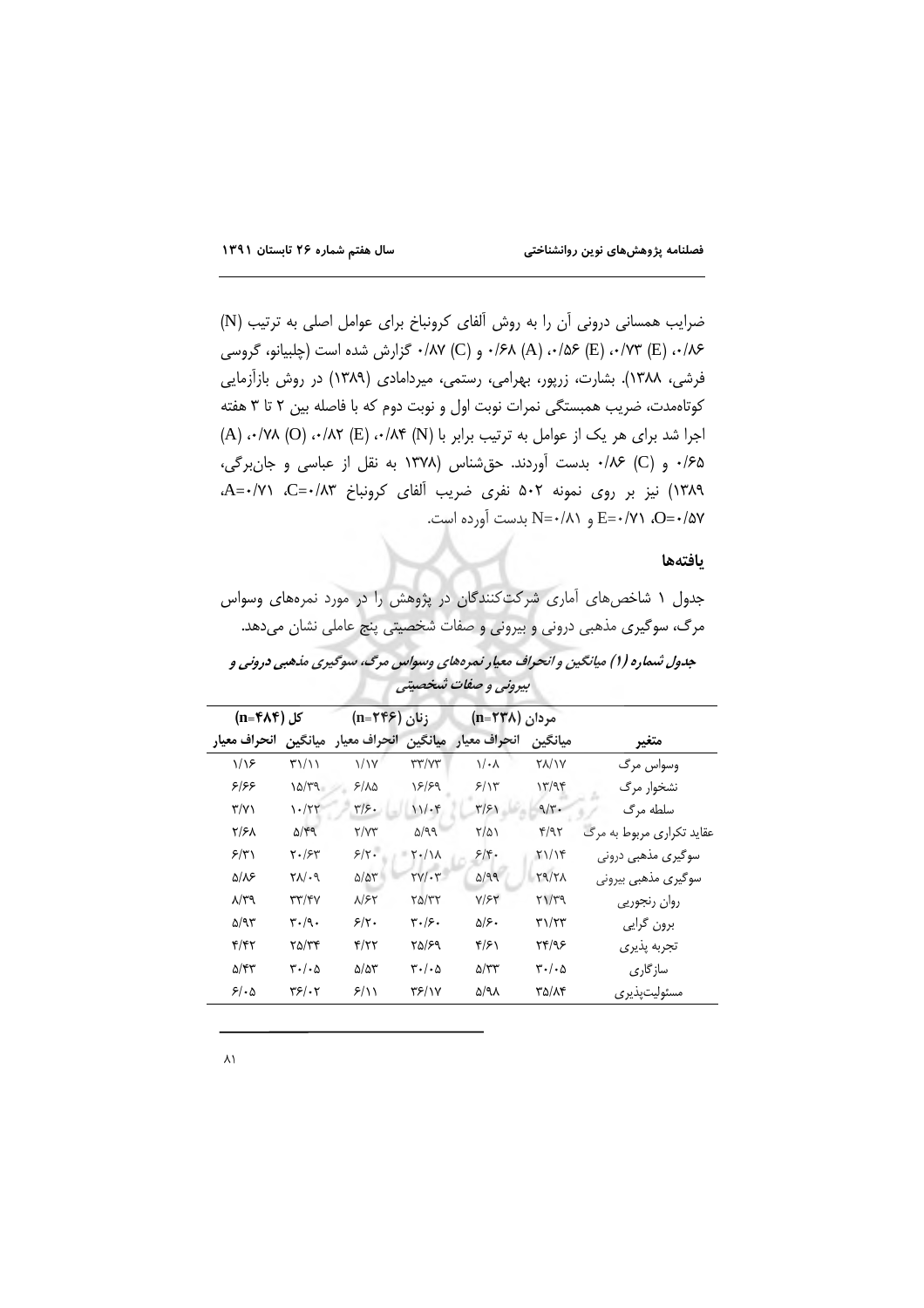ضرایب همسانی درونی آن را به روش آلفای کرونباخ برای عوامل اصلی به ترتیب (N) ۰/۸۶، (E) ۰/۷۳، (E) ۰/۵۶، (A) ۰/۶۸ و (C) ۰/۸۷ گزارش شده است (چلبیانو، گروسی فرشی، ۱۳۸۸). بشارت، زرپور، بهرامی، رستمی، میرامادی (۱۳۸۹) در روش بازآزمایی کوتاه‌مدت، ضریب همبستگی نمرات نوبت اول و نوبت دوم که با فاصله بین ۲ تا ۳ هفته اجرا شد برای هر یک از عوامل به ترتیب برابر با (N) ۰/۸۴، (E) ۰/۸۲، (O) ۰/۷۸، (A) ۰/۶۵ و (C) ۰/۸۶ بدست آوردند. حق‌شناس (۱۳۷۸ به نقل از عباسی و جان‌برگی، ۱۳۸۹) نیز بر روی نمونه ۵۰۲ نفری ضریب آلفای کرونباخ C=۰/۸۳، A=۰/۷۱، O=۰/۵۷، E=۰/۷۱ و N=۰/۸۱ بدست آورده است.

## یافته‌ها

جدول ۱ شاخص‌های آماری شرکت‌کنندگان در پژوهش را در مورد نمره‌های وسواس مرگ، سوگیری مذهبی درونی و بیرونی و صفات شخصیتی پنج عاملی نشان می‌دهد.

***جدول شماره (۱) میانگین و انحراف معیار نمره‌های وسواس مرگ، سوگیری مذهبی درونی و بیرونی و صفات شخصیتی***

| متغیر | مردان (n=۲۳۸) | | زنان (n=۲۴۶) | | کل (n=۴۸۴) | |
|---|---|---|---|---|---|---|
| | میانگین | انحراف معیار | میانگین | انحراف معیار | میانگین | انحراف معیار |
| وسواس مرگ | ۲۸/۱۷ | ۱/۰۸ | ۳۳/۷۳ | ۱/۱۷ | ۳۱/۱۱ | ۱/۱۶ |
| نشخوار مرگ | ۱۳/۹۴ | ۶/۱۳ | ۱۶/۶۹ | ۶/۸۵ | ۱۵/۳۹ | ۶/۶۶ |
| سلطه مرگ | ۹/۳۰ | ۳/۶۱ | ۱۱/۰۴ | ۳/۶۰ | ۱۰/۲۲ | ۳/۷۱ |
| عقاید تکراری مربوط به مرگ | ۴/۹۲ | ۲/۵۱ | ۵/۹۹ | ۲/۷۳ | ۵/۴۹ | ۲/۶۸ |
| سوگیری مذهبی درونی | ۲۱/۱۴ | ۶/۴۰ | ۲۰/۱۸ | ۶/۲۰ | ۲۰/۶۳ | ۶/۳۱ |
| سوگیری مذهبی بیرونی | ۲۹/۲۸ | ۵/۹۹ | ۲۷/۰۳ | ۵/۵۳ | ۲۸/۰۹ | ۵/۸۶ |
| روان رنجوریی | ۲۱/۳۹ | ۷/۶۴ | ۲۵/۳۲ | ۸/۶۲ | ۳۳/۴۷ | ۸/۳۹ |
| برون گرایی | ۳۱/۲۳ | ۵/۶۰ | ۳۰/۶۰ | ۶/۲۰ | ۳۰/۹۰ | ۵/۹۳ |
| تجربه پذیری | ۲۴/۹۶ | ۴/۶۱ | ۲۵/۶۹ | ۴/۲۲ | ۲۵/۳۴ | ۴/۴۲ |
| سازگاری | ۳۰/۰۵ | ۵/۳۳ | ۳۰/۰۵ | ۵/۵۳ | ۳۰/۰۵ | ۵/۴۳ |
| مسئولیت‌پذیری | ۳۵/۸۴ | ۵/۹۸ | ۳۶/۱۷ | ۶/۱۱ | ۳۶/۰۲ | ۶/۰۵ |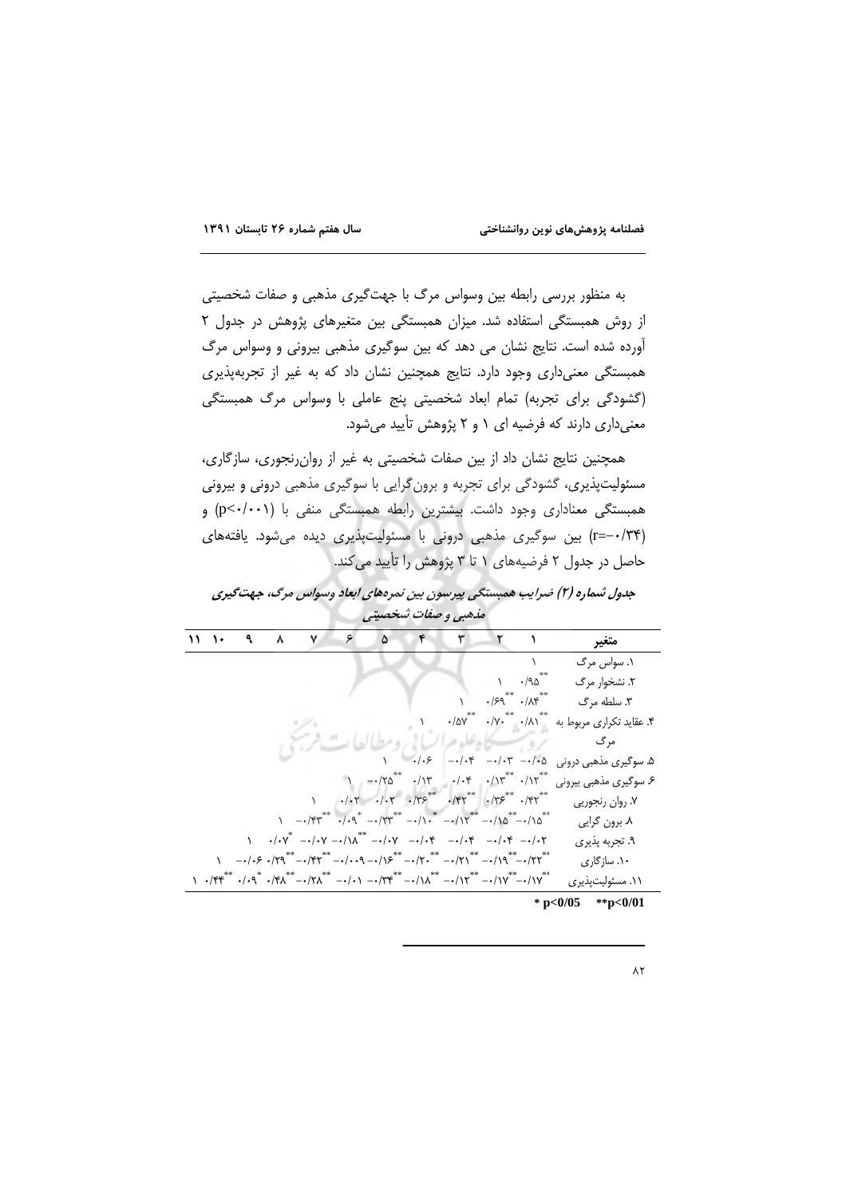به منظور بررسی رابطه بین وسواس مرگ با جهت‌گیری مذهبی و صفات شخصیتی از روش همبستگی استفاده شد. میزان همبستگی بین متغیرهای پژوهش در جدول ۲ آورده شده است. نتایج نشان می دهد که بین سوگیری مذهبی بیرونی و وسواس مرگ همبستگی معنی‌داری وجود دارد. نتایج همچنین نشان داد که به غیر از تجربه‌پذیری (گشودگی برای تجربه) تمام ابعاد شخصیتی پنج عاملی با وسواس مرگ همبستگی معنی‌داری دارند که فرضیه ای ۱ و ۲ پژوهش تأیید می‌شود.

همچنین نتایج نشان داد که از بین صفات شخصیتی به غیر از روان‌رنجوری، سازگاری، مسئولیت‌پذیری، گشودگی برای تجربه و برون‌گرایی با سوگیری مذهبی درونی و بیرونی همبستگی معناداری وجود داشت. بیشترین رابطه همبستگی منفی با (p<۰/۰۰۱) و (r=-۰/۳۴) بین سوگیری مذهبی درونی با مسئولیت‌پذیری دیده می‌شود. یافته‌های حاصل در جدول ۲ فرضیه‌های ۱ تا ۳ پژوهش را تأیید می‌کند.

***جدول شماره (۲) ضرایب همبستگی پیرسون بین نمره‌های ابعاد وسواس مرگ، جهت‌گیری مذهبی و صفات شخصیتی***

| متغیر | ۱ | ۲ | ۳ | ۴ | ۵ | ۶ | ۷ | ۸ | ۹ | ۱۰ | ۱۱ |
|---|---|---|---|---|---|---|---|---|---|---|---|
| ۱. سواس مرگ | ۱ | | | | | | | | | | |
| ۲. نشخوار مرگ | \*\*۰/۹۵ | ۱ | | | | | | | | | |
| ۳. سلطه مرگ | \*\*۰/۸۴ | \*\*۰/۶۹ | ۱ | | | | | | | | |
| ۴. عقاید تکراری مربوط به مرگ | \*\*۰/۸۱ | \*\*۰/۷۰ | \*\*۰/۵۷ | ۱ | | | | | | | |
| ۵. سوگیری مذهبی درونی | -۰/۰۵ | -۰/۰۳ | -۰/۰۴ | ۰/۰۶ | ۱ | | | | | | |
| ۶. سوگیری مذهبی بیرونی | \*\*۰/۱۲ | \*\*۰/۱۳ | ۰/۰۴ | ۰/۱۳ | \*\*-۰/۲۵ | ۱ | | | | | |
| ۷. روان رنجوری | \*\*۰/۴۲ | \*\*۰/۳۶ | \*\*۰/۴۲ | \*\*۰/۳۶ | ۰/۰۲ | ۰/۰۲ | ۱ | | | | |
| ۸. برون گرایی | \*\*-۰/۱۵ | \*\*-۰/۱۵ | \*\*-۰/۱۲ | \*-۰/۱۰ | \*\*-۰/۲۳ | \*۰/۰۹ | \*\*-۰/۴۳ | ۱ | | | |
| ۹. تجربه پذیری | -۰/۰۲ | -۰/۰۴ | -۰/۰۴ | -۰/۰۴ | -۰/۰۷ | \*\*-۰/۱۸ | -۰/۰۷ | \*۰/۰۷ | ۱ | | |
| ۱۰. سازگاری | \*\*-۰/۲۲ | \*\*-۰/۱۹ | \*\*-۰/۲۱ | \*\*-۰/۲۰ | \*\*-۰/۱۶ | -۰/۰۰۹ | \*\*-۰/۴۲ | \*\*۰/۲۹ | -۰/۰۶ | ۱ | |
| ۱۱. مسئولیت‌پذیری | \*\*-۰/۱۷ | \*\*-۰/۱۷ | \*\*-۰/۱۲ | \*\*-۰/۱۸ | \*\*-۰/۳۴ | -۰/۰۱ | \*\*-۰/۲۸ | \*\*۰/۴۸ | \*۰/۰۹ | \*\*۰/۴۴ | ۱ |

\* $p<0/05$ \*\*$p<0/01$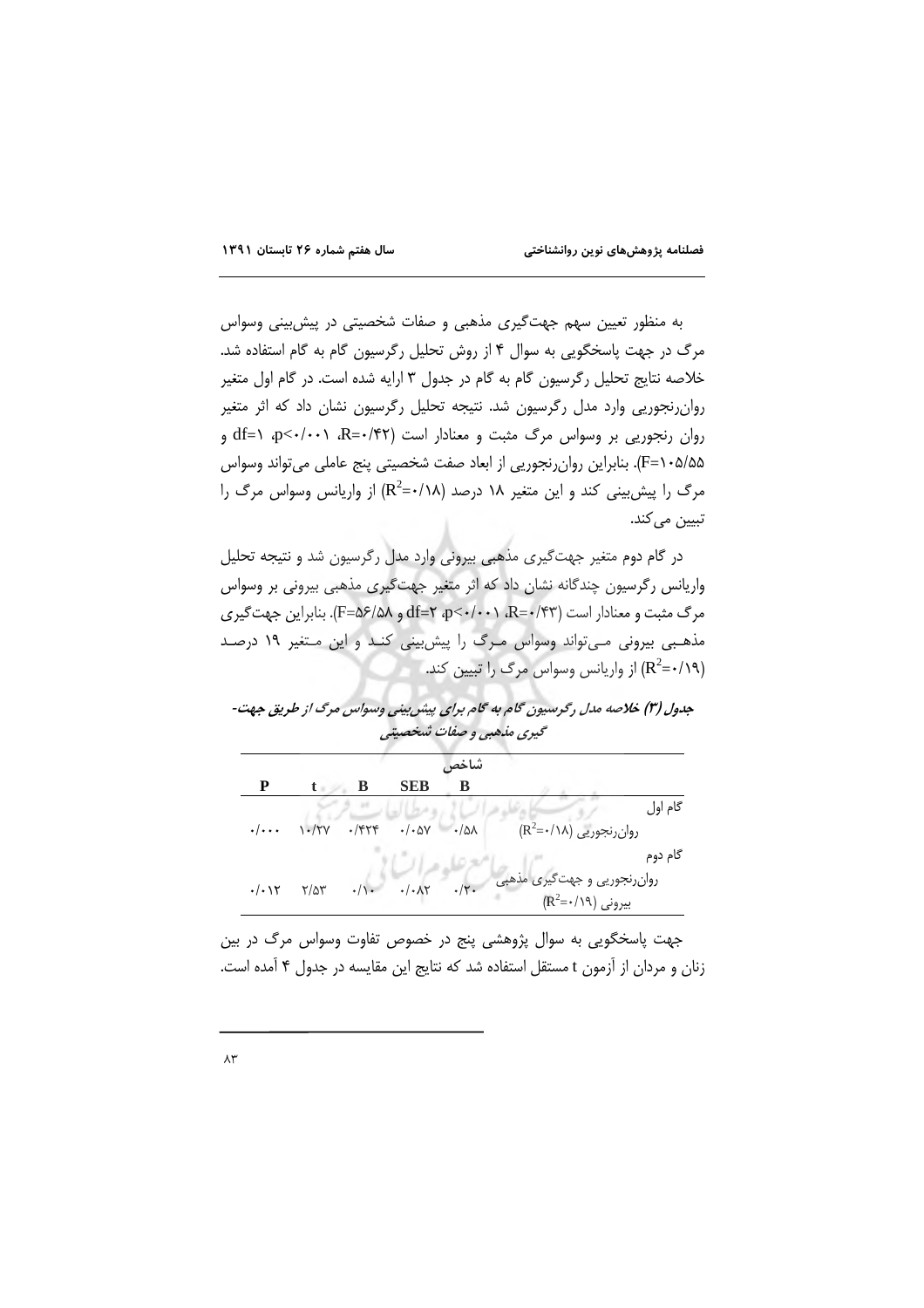به منظور تعیین سهم جهت‌گیری مذهبی و صفات شخصیتی در پیش‌بینی وسواس مرگ در جهت پاسخگویی به سوال ۴ از روش تحلیل رگرسیون گام به گام استفاده شد. خلاصه نتایج تحلیل رگرسیون گام به گام در جدول ۳ ارایه شده است. در گام اول متغیر روان‌رنجوری وارد مدل رگرسیون شد. نتیجه تحلیل رگرسیون نشان داد که اثر متغیر روان رنجوری بر وسواس مرگ مثبت و معنادار است (R=۰/۴۲، p<۰/۰۰۱، df=۱ و F=۱۰۵/۵۵). بنابراین روان‌رنجوری از ابعاد صفت شخصیتی پنج عاملی می‌تواند وسواس مرگ را پیش‌بینی کند و این متغیر ۱۸ درصد ($R^2$=۰/۱۸) از واریانس وسواس مرگ را تبیین می‌کند.

در گام دوم متغیر جهت‌گیری مذهبی بیرونی وارد مدل رگرسیون شد و نتیجه تحلیل واریانس رگرسیون چندگانه نشان داد که اثر متغیر جهت‌گیری مذهبی بیرونی بر وسواس مرگ مثبت و معنادار است (R=۰/۴۳، p<۰/۰۰۱، df=۲ و F=۵۶/۵۸). بنابراین جهت‌گیری مذهبی بیرونی می‌تواند وسواس مرگ را پیش‌بینی کند و این متغیر ۱۹ درصد ($R^2$=۰/۱۹) از واریانس وسواس مرگ را تبیین کند.

***جدول (۳) خلاصه مدل رگرسیون گام به گام برای پیش‌بینی وسواس مرگ از طریق جهت‌گیری مذهبی و صفات شخصیتی***

| شاخص | B | SEB | B | t | P |
|---|---|---|---|---|---|
| گام اول | | | | | |
| روان‌رنجوری ($R^2$=۰/۱۸) | ۰/۵۸ | ۰/۰۵۷ | ۰/۴۲۴ | ۱۰/۲۷ | ۰/۰۰۰ |
| گام دوم | | | | | |
| روان‌رنجوری و جهت‌گیری مذهبی بیرونی ($R^2$=۰/۱۹) | ۰/۲۰ | ۰/۰۸۲ | ۰/۱۰ | ۲/۵۳ | ۰/۰۱۲ |

جهت پاسخگویی به سوال پژوهشی پنج در خصوص تفاوت وسواس مرگ در بین زنان و مردان از آزمون t مستقل استفاده شد که نتایج این مقایسه در جدول ۴ آمده است.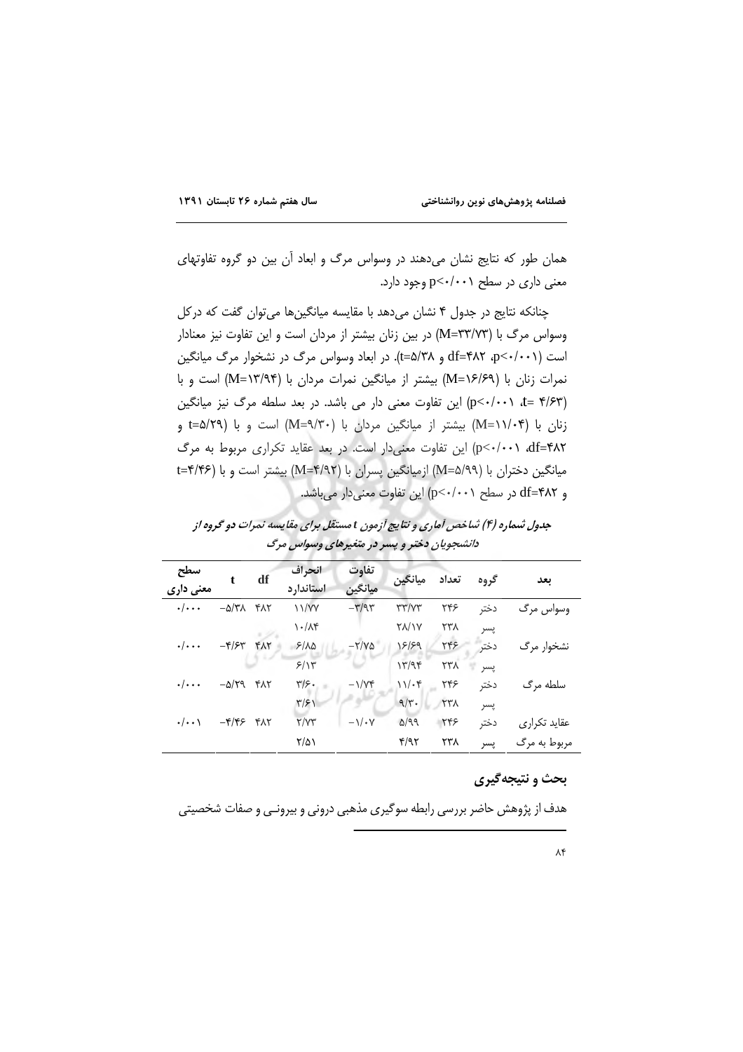همان طور که نتایج نشان می‌دهند در وسواس مرگ و ابعاد آن بین دو گروه تفاوتهای معنی داری در سطح p<۰/۰۰۱ وجود دارد.

چنانکه نتایج در جدول ۴ نشان می‌دهد با مقایسه میانگین‌ها می‌توان گفت که درکل وسواس مرگ با (M=۳۳/۷۳) در بین زنان بیشتر از مردان است و این تفاوت نیز معنادار است (p<۰/۰۰۱، df=۴۸۲ و t=۵/۳۸). در ابعاد وسواس مرگ در نشخوار مرگ میانگین نمرات زنان با (M=۱۶/۶۹) بیشتر از میانگین نمرات مردان با (M=۱۳/۹۴) است و با (t= ۴/۶۳، p<۰/۰۰۱) این تفاوت معنی دار می باشد. در بعد سلطه مرگ نیز میانگین زنان با (M=۱۱/۰۴) بیشتر از میانگین مردان با (M=۹/۳۰) است و با (t=۵/۲۹ و df=۴۸۲، p<۰/۰۰۱) این تفاوت معنی‌دار است. در بعد عقاید تکراری مربوط به مرگ میانگین دختران با (M=۵/۹۹) ازمیانگین پسران با (M=۴/۹۲) بیشتر است و با (t=۴/۴۶ و df=۴۸۲ در سطح p<۰/۰۰۱) این تفاوت معنی‌دار می‌باشد.

***جدول شماره (۴) شاخص آماری و نتایج آزمون t مستقل برای مقایسه نمرات دو گروه از دانشجویان دختر و پسر در متغیرهای وسواس مرگ***

| بعد | گروه | تعداد | میانگین | تفاوت میانگین | انحراف استاندارد | df | t | سطح معنی داری |
|---|---|---|---|---|---|---|---|---|
| وسواس مرگ | دختر | ۲۴۶ | ۳۳/۷۳ | −۳/۹۳ | ۱۱/۷۷ | ۴۸۲ | −۵/۳۸ | ۰/۰۰۰ |
| | پسر | ۲۳۸ | ۲۸/۱۷ | | ۱۰/۸۴ | | | |
| نشخوار مرگ | دختر | ۲۴۶ | ۱۶/۶۹ | −۲/۷۵ | ۶/۸۵ | ۴۸۲ | −۴/۶۳ | ۰/۰۰۰ |
| | پسر | ۲۳۸ | ۱۳/۹۴ | | ۶/۱۳ | | | |
| سلطه مرگ | دختر | ۲۴۶ | ۱۱/۰۴ | −۱/۷۴ | ۳/۶۰ | ۴۸۲ | −۵/۲۹ | ۰/۰۰۰ |
| | پسر | ۲۳۸ | ۹/۳۰ | | ۳/۶۱ | | | |
| عقاید تکراری | دختر | ۲۴۶ | ۵/۹۹ | −۱/۰۷ | ۲/۷۳ | ۴۸۲ | −۴/۴۶ | ۰/۰۰۱ |
| مربوط به مرگ | پسر | ۲۳۸ | ۴/۹۲ | | ۲/۵۱ | | | |

## بحث و نتیجه‌گیری

هدف از پژوهش حاضر بررسی رابطه سوگیری مذهبی درونی و بیرونـی و صفات شخصیتی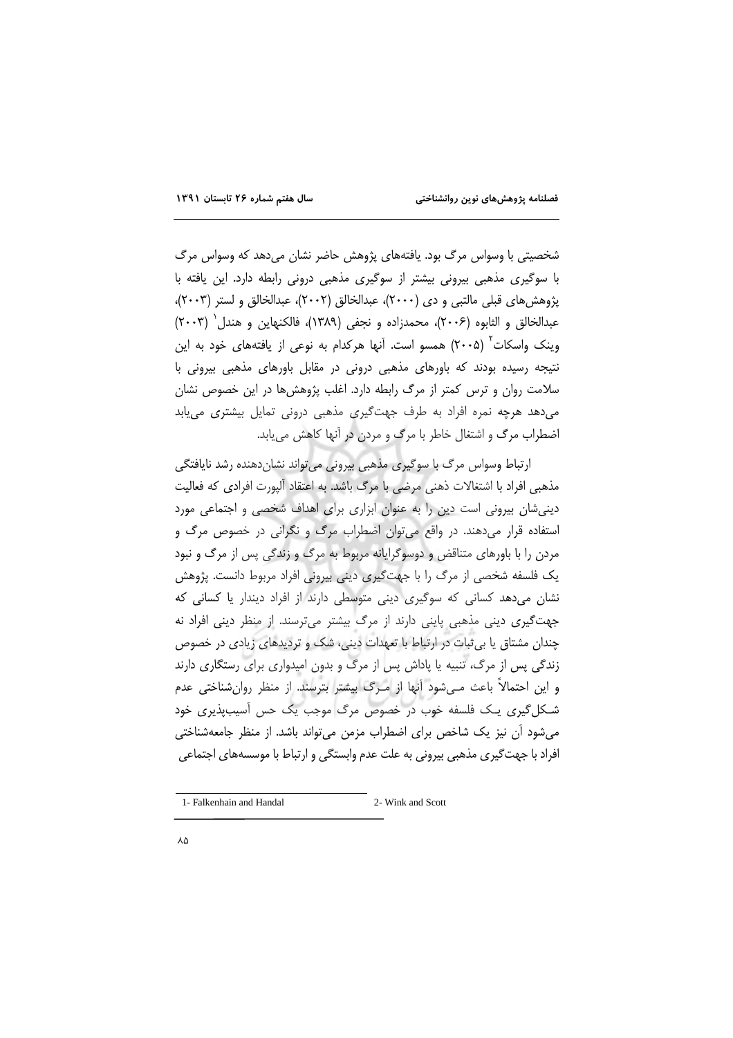شخصیتی با وسواس مرگ بود. یافته‌های پژوهش حاضر نشان می‌دهد که وسواس مرگ با سوگیری مذهبی بیرونی بیشتر از سوگیری مذهبی درونی رابطه دارد. این یافته با پژوهش‌های قبلی مالتبی و دی (۲۰۰۰)، عبدالخالق (۲۰۰۲)، عبدالخالق و لستر (۲۰۰۳)، عبدالخالق و الثابوه (۲۰۰۶)، محمدزاده و نجفی (۱۳۸۹)، فالکنهاین و هندل[1] (۲۰۰۳) وینک واسکات[2] (۲۰۰۵) همسو است. آنها هرکدام به نوعی از یافته‌های خود به این نتیجه رسیده بودند که باورهای مذهبی درونی در مقابل باورهای مذهبی بیرونی با سلامت روان و ترس کمتر از مرگ رابطه دارد. اغلب پژوهش‌ها در این خصوص نشان می‌دهد هرچه نمره افراد به طرف جهت‌گیری مذهبی درونی تمایل بیشتری می‌یابد اضطراب مرگ و اشتغال خاطر با مرگ و مردن در آنها کاهش می‌یابد.

ارتباط وسواس مرگ با سوگیری مذهبی بیرونی می‌تواند نشان‌دهنده رشد نایافتگی مذهبی افراد با اشتغالات ذهنی مرضی با مرگ باشد. به اعتقاد آلپورت افرادی که فعالیت دینی‌شان بیرونی است دین را به عنوان ابزاری برای اهداف شخصی و اجتماعی مورد استفاده قرار می‌دهند. در واقع می‌توان اضطراب مرگ و نگرانی در خصوص مرگ و مردن را با باورهای متناقض و دوسوگرایانه مربوط به مرگ و زندگی پس از مرگ و نبود یک فلسفه شخصی از مرگ را با جهت‌گیری دینی بیرونی افراد مربوط دانست. پژوهش نشان می‌دهد کسانی که سوگیری دینی متوسطی دارند از افراد دیندار یا کسانی که جهت‌گیری دینی مذهبی پایینی دارند از مرگ بیشتر می‌ترسند. از منظر دینی افراد نه چندان مشتاق یا بی‌ثبات در ارتباط با تعهدات دینی، شک و تردیدهای زیادی در خصوص زندگی پس از مرگ، تنبیه یا پاداش پس از مرگ و بدون امیدواری برای رستگاری دارند و این احتمالاً باعث مـی‌شود آنها از مـرگ بیشتر بترسند. از منظر روان‌شناختی عدم شـکل‌گیری یـک فلسفه خوب در خصوص مرگ موجب یک حس آسیب‌پذیری خود می‌شود آن نیز یک شاخص برای اضطراب مزمن می‌تواند باشد. از منظر جامعه‌شناختی افراد با جهت‌گیری مذهبی بیرونی به علت عدم وابستگی و ارتباط با موسسه‌های اجتماعی

---

1- Falkenhain and Handal

2- Wink and Scott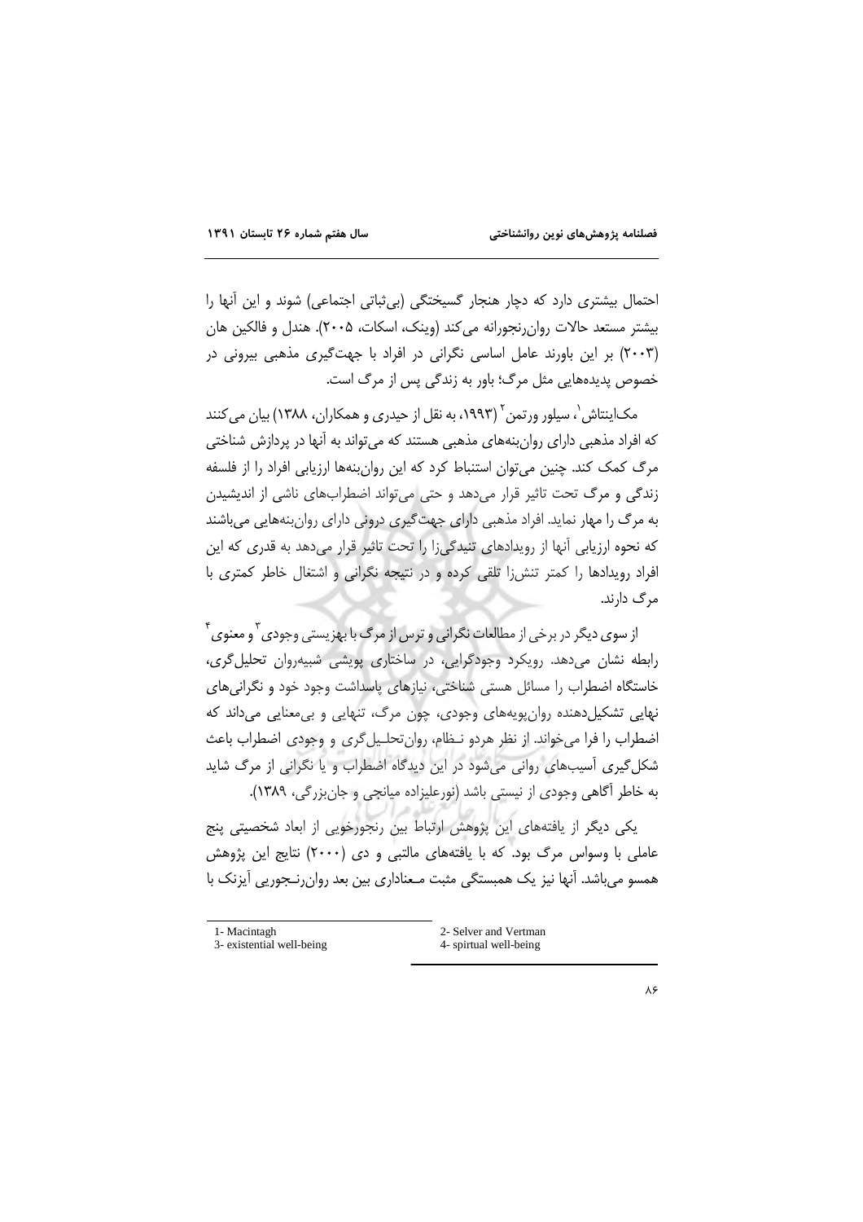احتمال بیشتری دارد که دچار هنجار گسیختگی (بی‌ثباتی اجتماعی) شوند و این آنها را بیشتر مستعد حالات روان‌رنجورانه می‌کند (وینک، اسکات، ۲۰۰۵). هندل و فالکین هان (۲۰۰۳) بر این باورند عامل اساسی نگرانی در افراد با جهت‌گیری مذهبی بیرونی در خصوص پدیده‌هایی مثل مرگ؛ باور به زندگی پس از مرگ است.

مک‌اینتاش[1]، سیلور ورتمن[2] (۱۹۹۳، به نقل از حیدری و همکاران، ۱۳۸۸) بیان می‌کنند که افراد مذهبی دارای روان‌بنه‌های مذهبی هستند که می‌تواند به آنها در پردازش شناختی مرگ کمک کند. چنین می‌توان استنباط کرد که این روان‌بنه‌ها ارزیابی افراد را از فلسفه زندگی و مرگ تحت تاثیر قرار می‌دهد و حتی می‌تواند اضطراب‌های ناشی از اندیشیدن به مرگ را مهار نماید. افراد مذهبی دارای جهت‌گیری درونی دارای روان‌بنه‌هایی می‌باشند که نحوه ارزیابی آنها از رویدادهای تنیدگی‌زا را تحت تاثیر قرار می‌دهد به قدری که این افراد رویدادها را کمتر تنش‌زا تلقی کرده و در نتیجه نگرانی و اشتغال خاطر کمتری با مرگ دارند.

از سوی دیگر در برخی از مطالعات نگرانی و ترس از مرگ با بهزیستی وجودی[3] و معنوی[4] رابطه نشان می‌دهد. رویکرد وجودگرایی، در ساختاری پویشی شبیه‌روان تحلیل‌گری، خاستگاه اضطراب را مسائل هستی شناختی، نیازهای پاسداشت وجود خود و نگرانی‌های نهایی تشکیل‌دهنده روان‌پویه‌های وجودی، چون مرگ، تنهایی و بی‌معنایی می‌داند که اضطراب را فرا می‌خواند. از نظر هردو نظام، روان‌تحلیل‌گری و وجودی اضطراب باعث شکل‌گیری آسیب‌های روانی می‌شود در این دیدگاه اضطراب و یا نگرانی از مرگ شاید به خاطر آگاهی وجودی از نیستی باشد (نورعلیزاده میانجی و جان‌بزرگی، ۱۳۸۹).

یکی دیگر از یافته‌های این پژوهش ارتباط بین رنجورخویی از ابعاد شخصیتی پنج عاملی با وسواس مرگ بود. که با یافته‌های مالتبی و دی (۲۰۰۰) نتایج این پژوهش همسو می‌باشد. آنها نیز یک همبستگی مثبت معناداری بین بعد روان‌رنجوریی آیزنک با

---

1- Macintagh
2- Selver and Vertman
3- existential well-being
4- spirtual well-being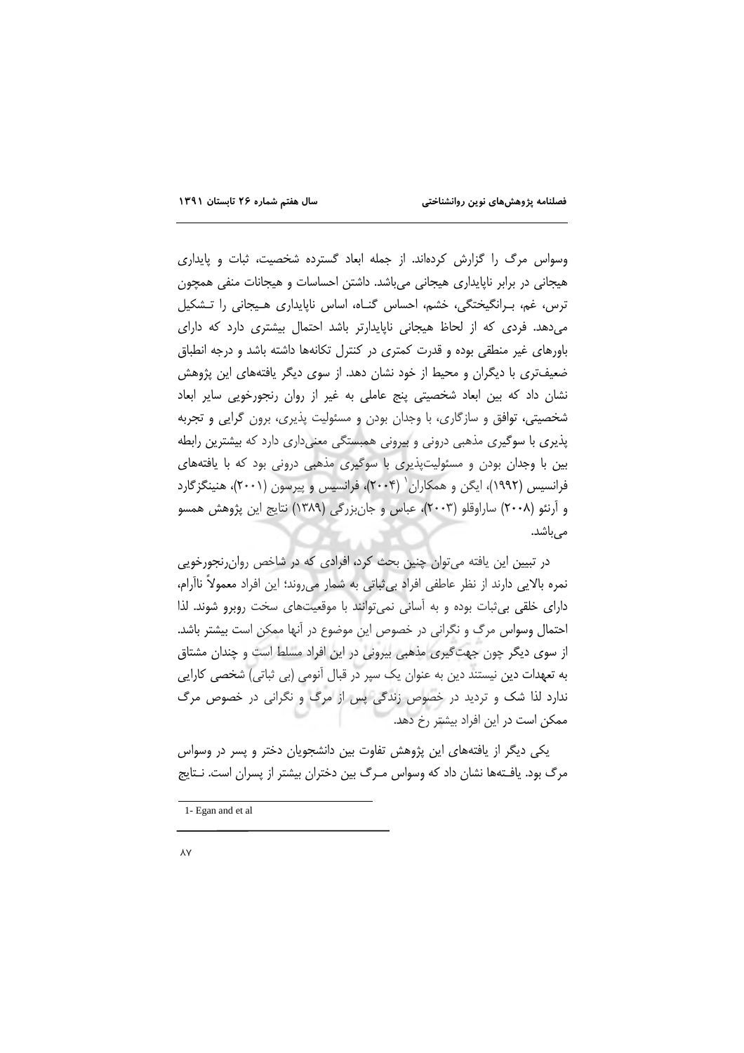وسواس مرگ را گزارش کرده‌اند. از جمله ابعاد گسترده شخصیت، ثبات و پایداری هیجانی در برابر ناپایداری هیجانی می‌باشد. داشتن احساسات و هیجانات منفی همچون ترس، غم، برانگیختگی، خشم، احساس گناه، اساس ناپایداری هیجانی را تشکیل می‌دهد. فردی که از لحاظ هیجانی ناپایدارتر باشد احتمال بیشتری دارد که دارای باورهای غیر منطقی بوده و قدرت کمتری در کنترل تکانه‌ها داشته باشد و درجه انطباق ضعیف‌تری با دیگران و محیط از خود نشان دهد. از سوی دیگر یافته‌های این پژوهش نشان داد که بین ابعاد شخصیتی پنج عاملی به غیر از روان رنجورخویی سایر ابعاد شخصیتی، توافق و سازگاری، با وجدان بودن و مسئولیت پذیری، برون گرایی و تجربه پذیری با سوگیری مذهبی درونی و بیرونی همبستگی معنی‌داری دارد که بیشترین رابطه بین با وجدان بودن و مسئولیت‌پذیری با سوگیری مذهبی درونی بود که با یافته‌های فرانسیس (۱۹۹۲)، ایگن و همکاران[1] (۲۰۰۴)، فرانسیس و پیرسون (۲۰۰۱)، هنینگزگارد و آرنئو (۲۰۰۸) ساراوقلو (۲۰۰۳)، عباس و جان‌بزرگی (۱۳۸۹) نتایج این پژوهش همسو می‌باشد.

در تبیین این یافته می‌توان چنین بحث کرد، افرادی که در شاخص روان‌رنجورخویی نمره بالایی دارند از نظر عاطفی افراد بی‌ثباتی به شمار می‌روند؛ این افراد معمولاً ناآرام، دارای خلقی بی‌ثبات بوده و به آسانی نمی‌توانند با موقعیت‌های سخت روبرو شوند. لذا احتمال وسواس مرگ و نگرانی در خصوص این موضوع در آنها ممکن است بیشتر باشد. از سوی دیگر چون جهت‌گیری مذهبی بیرونی در این افراد مسلط است و چندان مشتاق به تعهدات دین نیستند دین به عنوان یک سپر در قبال آنومی (بی ثباتی) شخصی کارایی ندارد لذا شک و تردید در خصوص زندگی پس از مرگ و نگرانی در خصوص مرگ ممکن است در این افراد بیشتر رخ دهد.

یکی دیگر از یافته‌های این پژوهش تفاوت بین دانشجویان دختر و پسر در وسواس مرگ بود. یافته‌ها نشان داد که وسواس مرگ بین دختران بیشتر از پسران است. نتایج

---

1- Egan and et al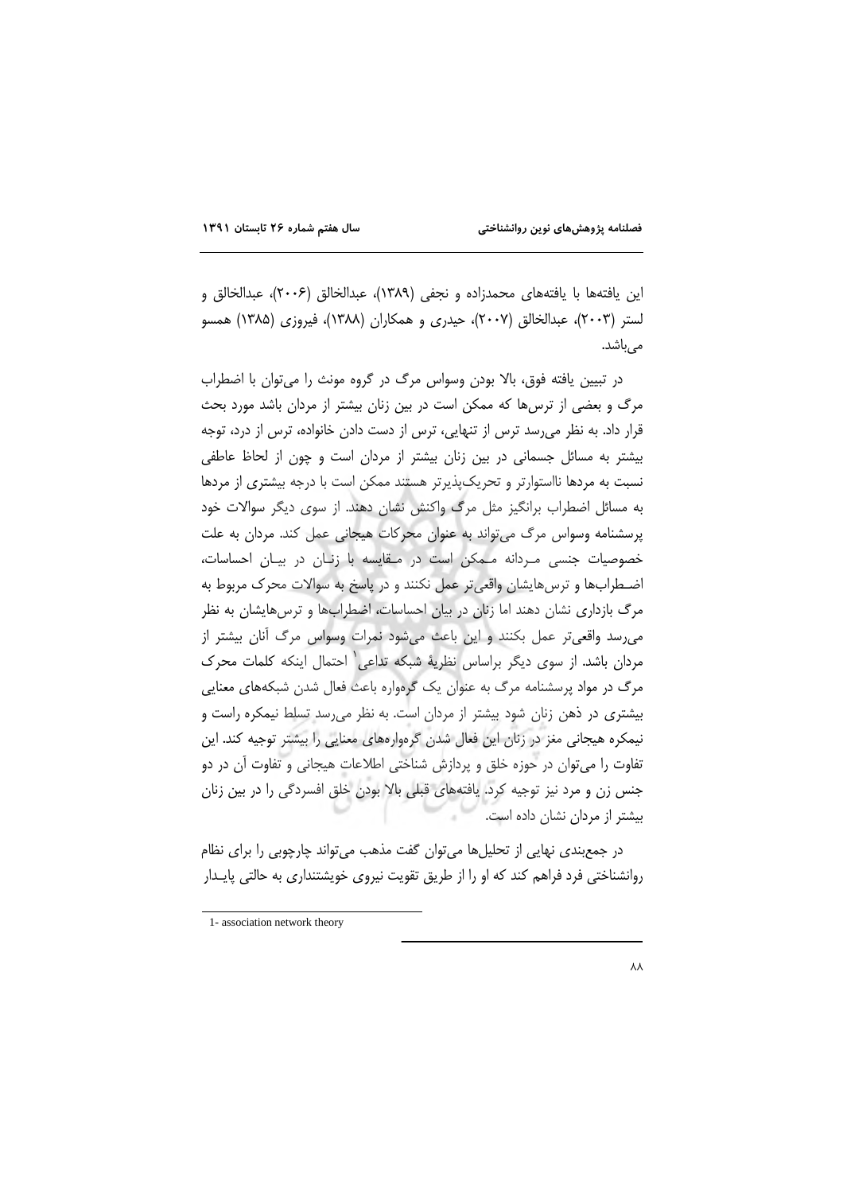این یافته‌ها با یافته‌های محمدزاده و نجفی (۱۳۸۹)، عبدالخالق (۲۰۰۶)، عبدالخالق و لستر (۲۰۰۳)، عبدالخالق (۲۰۰۷)، حیدری و همکاران (۱۳۸۸)، فیروزی (۱۳۸۵) همسو می‌باشد.

در تبیین یافته فوق، بالا بودن وسواس مرگ در گروه مونث را می‌توان با اضطراب مرگ و بعضی از ترس‌ها که ممکن است در بین زنان بیشتر از مردان باشد مورد بحث قرار داد. به نظر می‌رسد ترس از تنهایی، ترس از دست دادن خانواده، ترس از درد، توجه بیشتر به مسائل جسمانی در بین زنان بیشتر از مردان است و چون از لحاظ عاطفی نسبت به مردها نااستوارتر و تحریک‌پذیرتر هستند ممکن است با درجه بیشتری از مردها به مسائل اضطراب برانگیز مثل مرگ واکنش نشان دهند. از سوی دیگر سوالات خود پرسشنامه وسواس مرگ می‌تواند به عنوان محرکات هیجانی عمل کند. مردان به علت خصوصیات جنسی مردانه ممکن است در مقایسه با زنان در بیان احساسات، اضطراب‌ها و ترس‌هایشان واقعی‌تر عمل نکنند و در پاسخ به سوالات محرک مربوط به مرگ بازداری نشان دهند اما زنان در بیان احساسات، اضطراب‌ها و ترس‌هایشان به نظر می‌رسد واقعی‌تر عمل بکنند و این باعث می‌شود نمرات وسواس مرگ آنان بیشتر از مردان باشد. از سوی دیگر براساس نظریهٔ شبکه تداعی[1] احتمال اینکه کلمات محرک مرگ در مواد پرسشنامه مرگ به عنوان یک گرهواره باعث فعال شدن شبکه‌های معنایی بیشتری در ذهن زنان شود بیشتر از مردان است. به نظر می‌رسد تسلط نیمکره راست و نیمکره هیجانی مغز در زنان این فعال شدن گره‌واره‌های معنایی را بیشتر توجیه کند. این تفاوت را می‌توان در حوزه خلق و پردازش شناختی اطلاعات هیجانی و تفاوت آن در دو جنس زن و مرد نیز توجیه کرد. یافته‌های قبلی بالا بودن خلق افسردگی را در بین زنان بیشتر از مردان نشان داده است.

در جمع‌بندی نهایی از تحلیل‌ها می‌توان گفت مذهب می‌تواند چارچوبی را برای نظام روانشناختی فرد فراهم کند که او را از طریق تقویت نیروی خویشتنداری به حالتی پایدار

---

1- association network theory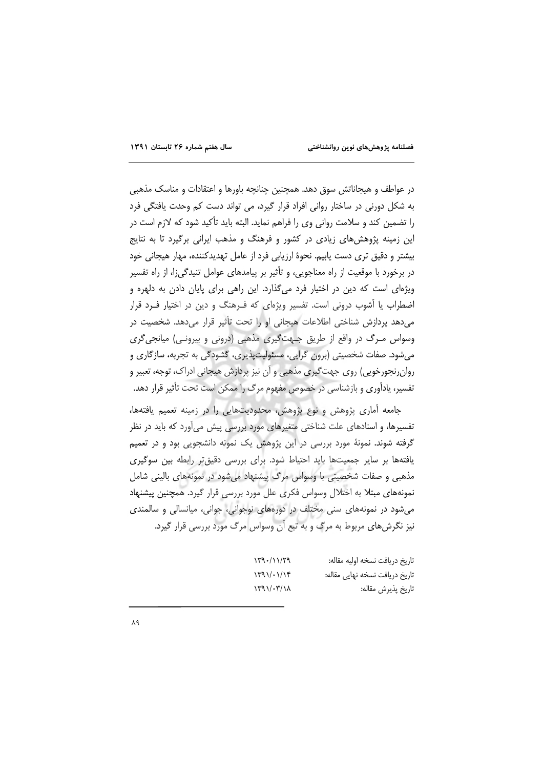در عواطف و هیجاناتش سوق دهد. همچنین چنانچه باورها و اعتقادات و مناسک مذهبی به شکل دورنی در ساختار روانی افراد قرار گیرد، می تواند دست کم وحدت یافتگی فرد را تضمین کند و سلامت روانی وی را فراهم نماید. البته باید تأکید شود که لازم است در این زمینه پژوهش‌های زیادی در کشور و فرهنگ و مذهب ایرانی برگیرد تا به نتایج بیشتر و دقیق تری دست یابیم. نحوهٔ ارزیابی فرد از عامل تهدیدکننده، مهار هیجانی خود در برخورد با موقعیت از راه معناجویی، و تأثیر بر پیامدهای عوامل تنیدگی‌زا، از راه تفسیر ویژه‌ای است که دین در اختیار فرد می‌گذارد. این راهی برای پایان دادن به دلهره و اضطراب یا آشوب درونی است. تفسیر ویژه‌ای که فـرهنگ و دین در اختیار فـرد قرار می‌دهد پردازش شناختی اطلاعات هیجانی او را تحت تأثیر قرار می‌دهد. شخصیت در وسواس مـرگ در واقع از طریق جـهت‌گیری مذهبی (درونی و بیرونـی) میانجی‌گری می‌شود. صفات شخصیتی (برون گرایی، مسئولیت‌پذیری، گشودگی به تجربه، سازگاری و روان‌رنجورخویی) روی جهت‌گیری مذهبی و آن نیز پردازش هیجانی ادراک، توجه، تعبیر و تفسیر، یادآوری و بازشناسی در خصوص مفهوم مرگ را ممکن است تحت تأثیر قرار دهد.

جامعه آماری پژوهش و نوع پژوهش، محدودیت‌هایی را در زمینه تعمیم یافته‌ها، تفسیرها، و اسنادهای علت شناختی متغیرهای مورد بررسی پیش می‌آورد که باید در نظر گرفته شوند. نمونهٔ مورد بررسی در این پژوهش یک نمونه دانشجویی بود و در تعمیم یافته‌ها بر سایر جمعیت‌ها باید احتیاط شود. برای بررسی دقیق‌تر رابطه بین سوگیری مذهبی و صفات شخصیتی با وسواس مرگ پیشنهاد می‌شود در نمونه‌های بالینی شامل نمونه‌های مبتلا به اختلال وسواس فکری علل مورد بررسی قرار گیرد. همچنین پیشنهاد می‌شود در نمونه‌های سنی مختلف در دوره‌های نوجوانی، جوانی، میانسالی و سالمندی نیز نگرش‌های مربوط به مرگ و به تبع آن وسواس مرگ مورد بررسی قرار گیرد.

| | |
|---|---|
| تاریخ دریافت نسخه اولیه مقاله: | ۱۳۹۰/۱۱/۲۹ |
| تاریخ دریافت نسخه نهایی مقاله: | ۱۳۹۱/۰۱/۱۴ |
| تاریخ پذیرش مقاله: | ۱۳۹۱/۰۳/۱۸ |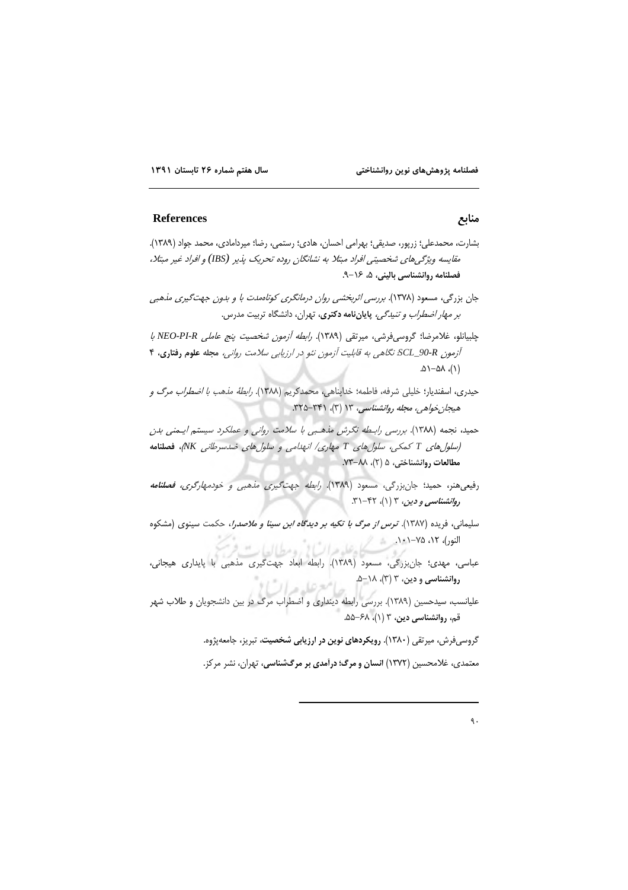## References

## منابع

بشارت، محمدعلی؛ زرپور، صدیقی؛ بهرامی احسان، هادی؛ رستمی، رضا؛ میردامادی، محمد جواد (۱۳۸۹). *مقایسه ویژگی‌های شخصیتی افراد مبتلا به نشانگان روده تحریک پذیر (IBS) و افراد غیر مبتلا*، **فصلنامه روانشناسی بالینی**، ۵، ۱۶-۹.

جان بزرگی، مسعود (۱۳۷۸). *بررسی اثربخشی روان درمانگری کوتاه‌مدت با و بدون جهت‌گیری مذهبی بر مهار اضطراب و تنیدگی*، **پایان‌نامه دکتری**، تهران، دانشگاه تربیت مدرس.

چلبیانلو، غلامرضا؛ گروسی‌فرشی، میرتقی (۱۳۸۹). *رابطه آزمون شخصیت پنج عاملی NEO-PI-R با آزمون SCL_90-R: نگاهی به قابلیت آزمون نئو در ارزیابی سلامت روانی*، **مجله علوم رفتاری**، ۴ (۱)، ۵۸-۵۱.

حیدری، اسفندیار؛ خلیلی شرفه، فاطمه؛ خداپناهی، محمدکریم (۱۳۸۸). *رابطهٔ مذهب با اضطراب مرگ و هیجان‌خواهی*، ***مجله روانشناسی***، ۱۳ (۳)، ۳۴۱-۳۲۵.

حمید، نجمه (۱۳۸۸). *بررسی رابطه نگرش مذهبی با سلامت روانی و عملکرد سیستم ایمنی بدن (سلول‌های T کمکی، سلول‌های T مهاری/ انهدامی و سلول‌های ضدسرطانی NK)*، **فصلنامه مطالعات روانشناختی**، ۵ (۲)، ۸۸-۷۳.

رفیعی‌هنر، حمید؛ جان‌بزرگی، مسعود (۱۳۸۹). *رابطه جهت‌گیری مذهبی و خودمهارگری*، ***فصلنامه روانشناسی و دین***، ۳ (۱)، ۴۲-۳۱.

سلیمانی، فریده (۱۳۸۷). ***ترس از مرگ با تکیه بر دیدگاه ابن سینا و ملاصدرا***، حکمت سینوی (مشکوه النور)، ۱۲، ۷۵-۱۰۱.

عباسی، مهدی؛ جان‌بزرگی، مسعود (۱۳۸۹). رابطه ابعاد جهت‌گیری مذهبی با پایداری هیجانی، **روانشناسی و دین**، ۳ (۳)، ۱۸-۵.

علیانسب، سیدحسین (۱۳۸۹). بررسی رابطه دینداری و اضطراب مرگ در بین دانشجویان و طلاب شهر قم، **روانشناسی دین**، ۳ (۱)، ۶۸-۵۵.

گروسی‌فرش، میرتقی (۱۳۸۰). **رویکردهای نوین در ارزیابی شخصیت**، تبریز، جامعه‌پژوه.

معتمدی، غلامحسین (۱۳۷۲) **انسان و مرگ؛ درآمدی بر مرگ‌شناسی**، تهران، نشر مرکز.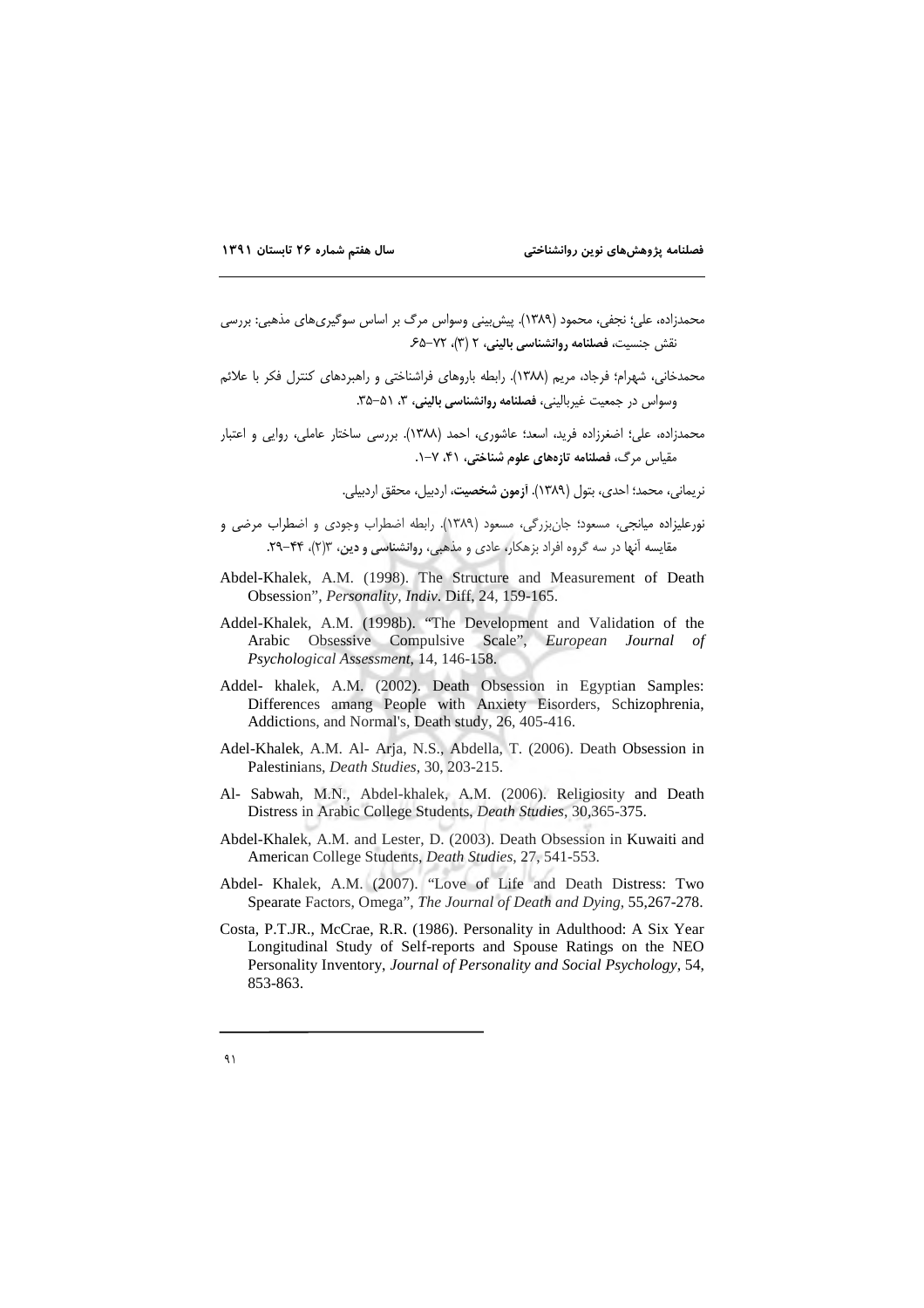محمدزاده، علی؛ نجفی، محمود (۱۳۸۹). پیش‌بینی وسواس مرگ بر اساس سوگیری‌های مذهبی: بررسی نقش جنسیت، **فصلنامه روانشناسی بالینی**، ۲ (۳)، ۷۲–۶۵.

محمدخانی، شهرام؛ فرجاد، مریم (۱۳۸۸). رابطه باروهای فراشناختی و راهبردهای کنترل فکر با علائم وسواس در جمعیت غیربالینی، **فصلنامه روانشناسی بالینی**، ۳، ۵۱–۳۵.

محمدزاده، علی؛ اضغرزاده فرید، اسعد؛ عاشوری، احمد (۱۳۸۸). بررسی ساختار عاملی، روایی و اعتبار مقیاس مرگ، **فصلنامه تازه‌های علوم شناختی**، ۴۱، ۷–۱.

نریمانی، محمد؛ احدی، بتول (۱۳۸۹). **آزمون شخصیت**، اردبیل، محقق اردبیلی.

نورعلیزاده میانجی، مسعود؛ جان‌بزرگی، مسعود (۱۳۸۹). رابطه اضطراب وجودی و اضطراب مرضی و مقایسه آنها در سه گروه افراد بزهکار، عادی و مذهبی، **روانشناسی و دین**، ۳(۲)، ۴۴–۲۹.

Abdel-Khalek, A.M. (1998). The Structure and Measurement of Death Obsession", *Personality, Indiv*. Diff, 24, 159-165.

Addel-Khalek, A.M. (1998b). "The Development and Validation of the Arabic Obsessive Compulsive Scale", *European Journal of Psychological Assessment*, 14, 146-158.

Addel- khalek, A.M. (2002). Death Obsession in Egyptian Samples: Differences amang People with Anxiety Eisorders, Schizophrenia, Addictions, and Normal's, Death study, 26, 405-416.

Adel-Khalek, A.M. Al- Arja, N.S., Abdella, T. (2006). Death Obsession in Palestinians, *Death Studies*, 30, 203-215.

Al- Sabwah, M.N., Abdel-khalek, A.M. (2006). Religiosity and Death Distress in Arabic College Students, *Death Studies*, 30,365-375.

Abdel-Khalek, A.M. and Lester, D. (2003). Death Obsession in Kuwaiti and American College Students, *Death Studies*, 27, 541-553.

Abdel- Khalek, A.M. (2007). "Love of Life and Death Distress: Two Spearate Factors, Omega", *The Journal of Death and Dying*, 55,267-278.

Costa, P.T.JR., McCrae, R.R. (1986). Personality in Adulthood: A Six Year Longitudinal Study of Self-reports and Spouse Ratings on the NEO Personality Inventory, *Journal of Personality and Social Psychology*, 54, 853-863.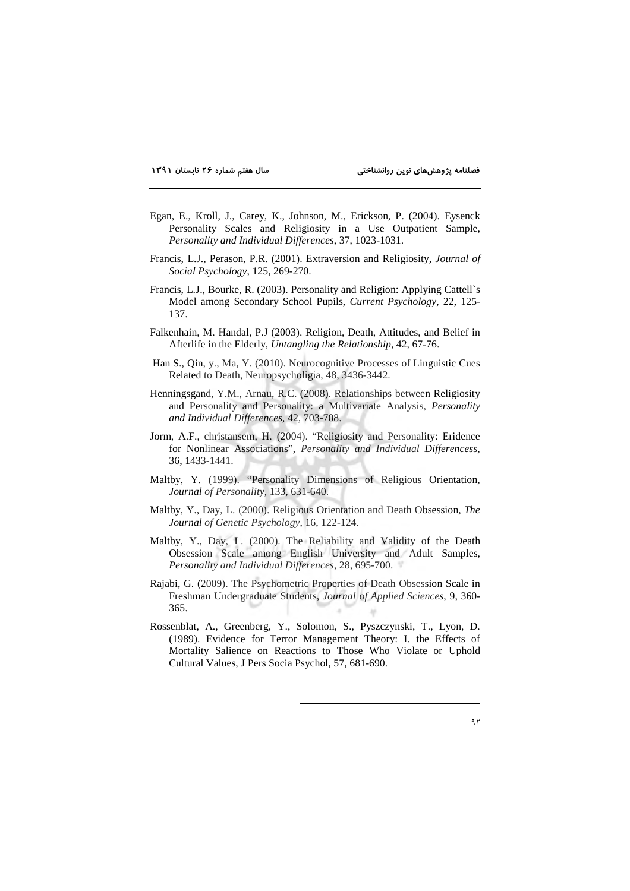Egan, E., Kroll, J., Carey, K., Johnson, M., Erickson, P. (2004). Eysenck Personality Scales and Religiosity in a Use Outpatient Sample, *Personality and Individual Differences*, 37, 1023-1031.

Francis, L.J., Perason, P.R. (2001). Extraversion and Religiosity, *Journal of Social Psychology*, 125, 269-270.

Francis, L.J., Bourke, R. (2003). Personality and Religion: Applying Cattell`s Model among Secondary School Pupils, *Current Psychology*, 22, 125-137.

Falkenhain, M. Handal, P.J (2003). Religion, Death, Attitudes, and Belief in Afterlife in the Elderly, *Untangling the Relationship*, 42, 67-76.

Han S., Qin, y., Ma, Y. (2010). Neurocognitive Processes of Linguistic Cues Related to Death, Neuropsycholigia, 48, 3436-3442.

Henningsgand, Y.M., Arnau, R.C. (2008). Relationships between Religiosity and Personality and Personality: a Multivariate Analysis, *Personality and Individual Differences*, 42, 703-708.

Jorm, A.F., christansem, H. (2004). "Religiosity and Personality: Eridence for Nonlinear Associations", *Personality and Individual Differencess*, 36, 1433-1441.

Maltby, Y. (1999). "Personality Dimensions of Religious Orientation, *Journal of Personality*, 133, 631-640.

Maltby, Y., Day, L. (2000). Religious Orientation and Death Obsession, *The Journal of Genetic Psychology*, 16, 122-124.

Maltby, Y., Day, L. (2000). The Reliability and Validity of the Death Obsession Scale among English University and Adult Samples, *Personality and Individual Differences*, 28, 695-700.

Rajabi, G. (2009). The Psychometric Properties of Death Obsession Scale in Freshman Undergraduate Students, *Journal of Applied Sciences*, 9, 360-365.

Rossenblat, A., Greenberg, Y., Solomon, S., Pyszczynski, T., Lyon, D. (1989). Evidence for Terror Management Theory: I. the Effects of Mortality Salience on Reactions to Those Who Violate or Uphold Cultural Values, J Pers Socia Psychol, 57, 681-690.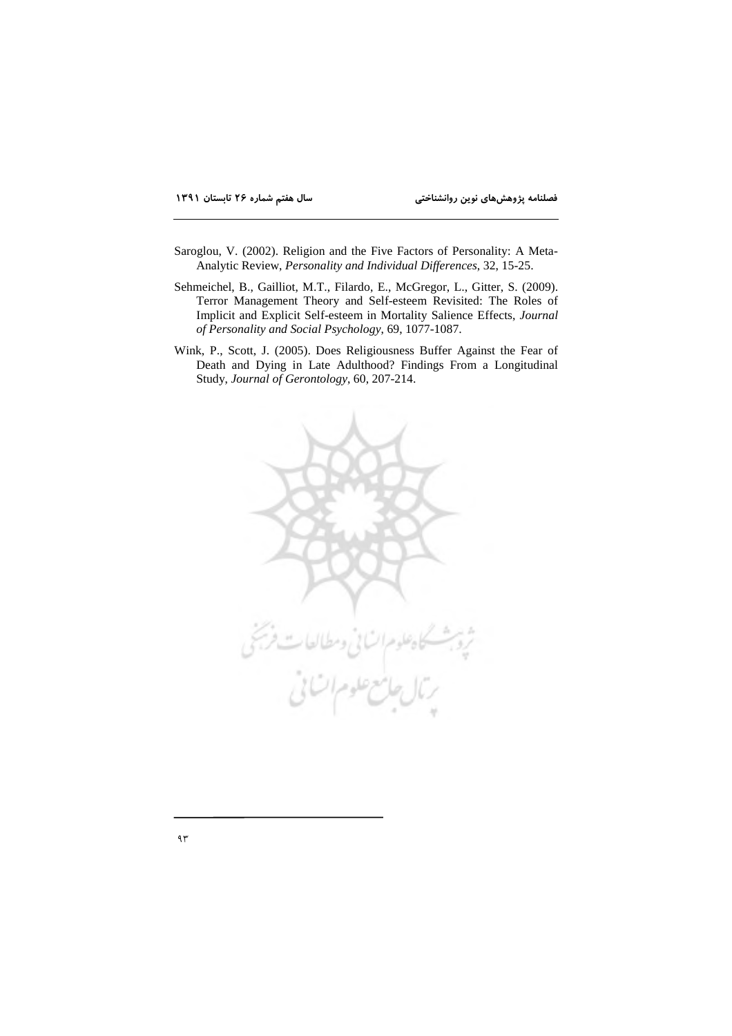Saroglou, V. (2002). Religion and the Five Factors of Personality: A Meta-Analytic Review, *Personality and Individual Differences*, 32, 15-25.

Sehmeichel, B., Gailliot, M.T., Filardo, E., McGregor, L., Gitter, S. (2009). Terror Management Theory and Self-esteem Revisited: The Roles of Implicit and Explicit Self-esteem in Mortality Salience Effects, *Journal of Personality and Social Psychology*, 69, 1077-1087.

Wink, P., Scott, J. (2005). Does Religiousness Buffer Against the Fear of Death and Dying in Late Adulthood? Findings From a Longitudinal Study, *Journal of Gerontology*, 60, 207-214.